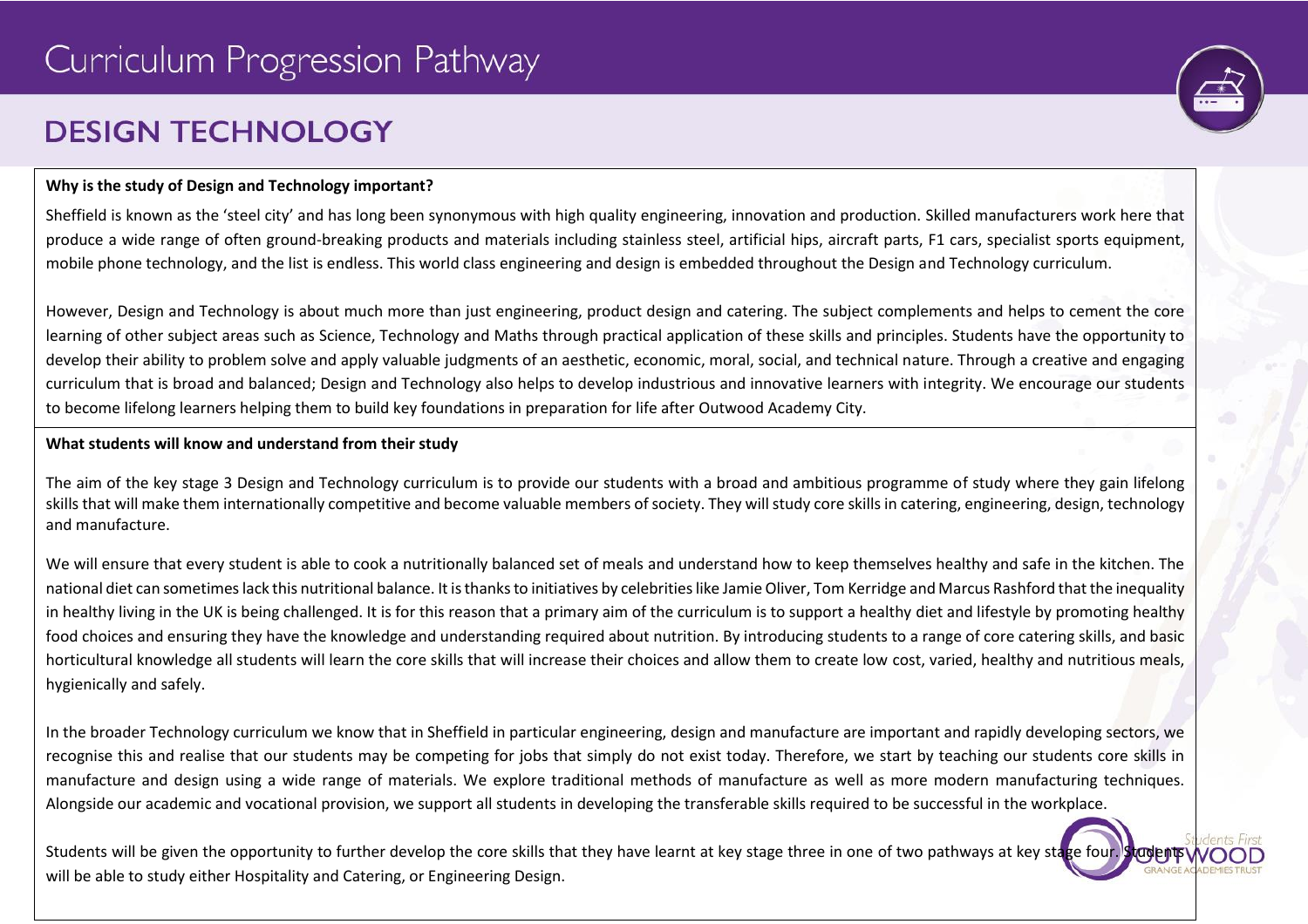# Curriculum Progression Pathway

## DESIGN TECHNOLOGY

**Why is the study of Design and Technology important?**

Sheffield is known as the 'steel city' and has long been synonymous with high quality engineering, innovation and production. Skilled manufacturers work here that produce a wide range of often ground-breaking products and materials including stainless steel, artificial hips, aircraft parts, F1 cars, specialist sports equipment, mobile phone technology, and the list is endless. This world class engineering and design is embedded throughout the Design and Technology curriculum.

However, Design and Technology is about much more than just engineering, product design and catering. The subject complements and helps to cement the core learning of other subject areas such as Science, Technology and Maths through practical application of these skills and principles. Students have the opportunity to develop their ability to problem solve and apply valuable judgments of an aesthetic, economic, moral, social, and technical nature. Through a creative and engaging curriculum that is broad and balanced; Design and Technology also helps to develop industrious and innovative learners with integrity. We encourage our students to become lifelong learners helping them to build key foundations in preparation for life after Outwood Academy City.

**What students will know and understand from their study**

The aim of the key stage 3 Design and Technology curriculum is to provide our students with a broad and ambitious programme of study where they gain lifelong skills that will make them internationally competitive and become valuable members of society. They will study core skills in catering, engineering, design, technology and manufacture.

We will ensure that every student is able to cook a nutritionally balanced set of meals and understand how to keep themselves healthy and safe in the kitchen. The national diet can sometimes lack this nutritional balance. It is thanks to initiatives by celebrities like Jamie Oliver, Tom Kerridge and Marcus Rashford that the inequality in healthy living in the UK is being challenged. It is for this reason that a primary aim of the curriculum is to support a healthy diet and lifestyle by promoting healthy food choices and ensuring they have the knowledge and understanding required about nutrition. By introducing students to a range of core catering skills, and basic horticultural knowledge all students will learn the core skills that will increase their choices and allow them to create low cost, varied, healthy and nutritious meals, hygienically and safely.

In the broader Technology curriculum we know that in Sheffield in particular engineering, design and manufacture are important and rapidly developing sectors, we recognise this and realise that our students may be competing for jobs that simply do not exist today. Therefore, we start by teaching our students core skills in manufacture and design using a wide range of materials. We explore traditional methods of manufacture as well as more modern manufacturing techniques. Alongside our academic and vocational provision, we support all students in developing the transferable skills required to be successful in the workplace.

Students will be given the opportunity to further develop the core skills that they have learnt at key stage three in one of two pathways at key stage four. Students will be able to study either Hospitality and Catering, or Engineering Design.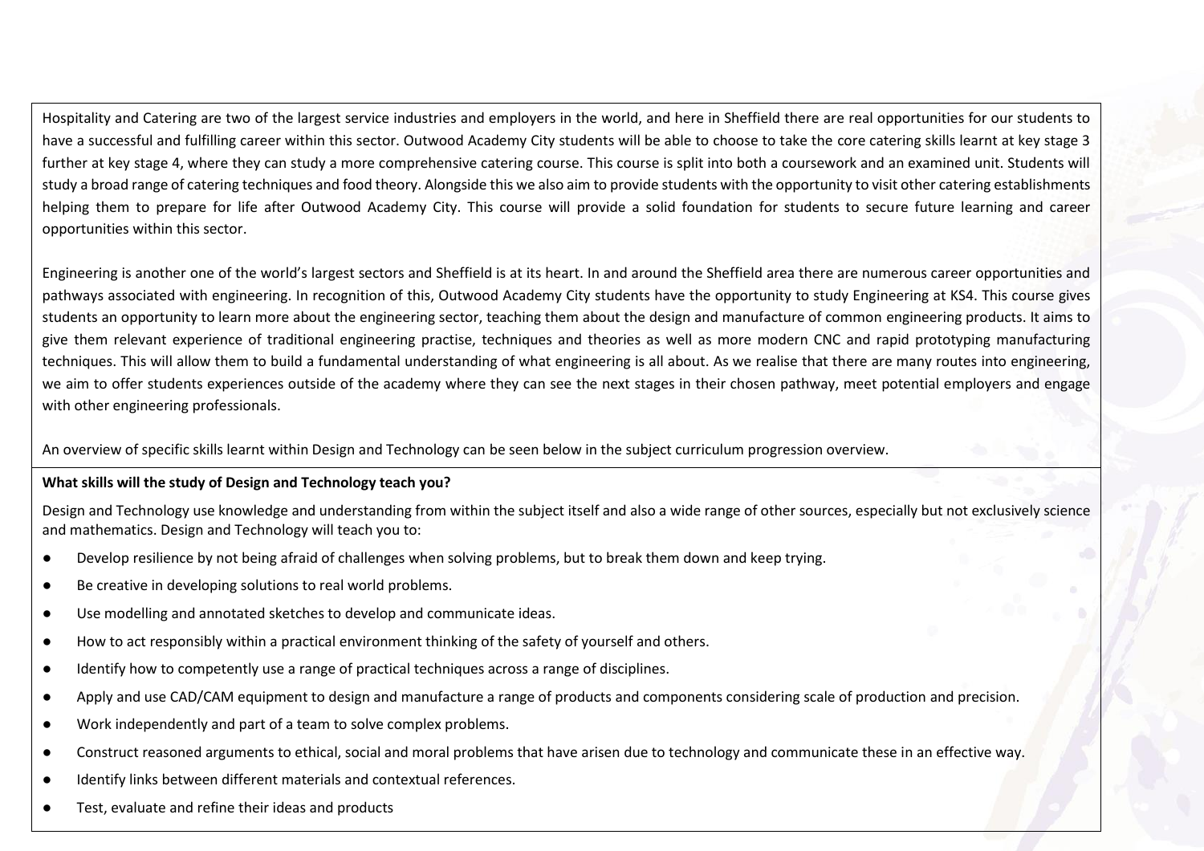Hospitality and Catering are two of the largest service industries and employers in the world, and here in Sheffield there are real opportunities for our students to have a successful and fulfilling career within this sector. Outwood Academy City students will be able to choose to take the core catering skills learnt at key stage 3 further at key stage 4, where they can study a more comprehensive catering course. This course is split into both a coursework and an examined unit. Students will study a broad range of catering techniques and food theory. Alongside this we also aim to provide students with the opportunity to visit other catering establishments helping them to prepare for life after Outwood Academy City. This course will provide a solid foundation for students to secure future learning and career opportunities within this sector.

Engineering is another one of the world's largest sectors and Sheffield is at its heart. In and around the Sheffield area there are numerous career opportunities and pathways associated with engineering. In recognition of this, Outwood Academy City students have the opportunity to study Engineering at KS4. This course gives students an opportunity to learn more about the engineering sector, teaching them about the design and manufacture of common engineering products. It aims to give them relevant experience of traditional engineering practise, techniques and theories as well as more modern CNC and rapid prototyping manufacturing techniques. This will allow them to build a fundamental understanding of what engineering is all about. As we realise that there are many routes into engineering, we aim to offer students experiences outside of the academy where they can see the next stages in their chosen pathway, meet potential employers and engage with other engineering professionals.

An overview of specific skills learnt within Design and Technology can be seen below in the subject curriculum progression overview.

**What skills will the study of Design and Technology teach you?**

Design and Technology use knowledge and understanding from within the subject itself and also a wide range of other sources, especially but not exclusively science and mathematics. Design and Technology will teach you to:

- Develop resilience by not being afraid of challenges when solving problems, but to break them down and keep trying.
- Be creative in developing solutions to real world problems.
- Use modelling and annotated sketches to develop and communicate ideas.
- How to act responsibly within a practical environment thinking of the safety of yourself and others.
- Identify how to competently use a range of practical techniques across a range of disciplines.
- Apply and use CAD/CAM equipment to design and manufacture a range of products and components considering scale of production and precision.
- Work independently and part of a team to solve complex problems.
- Construct reasoned arguments to ethical, social and moral problems that have arisen due to technology and communicate these in an effective way.
- Identify links between different materials and contextual references.
- Test, evaluate and refine their ideas and products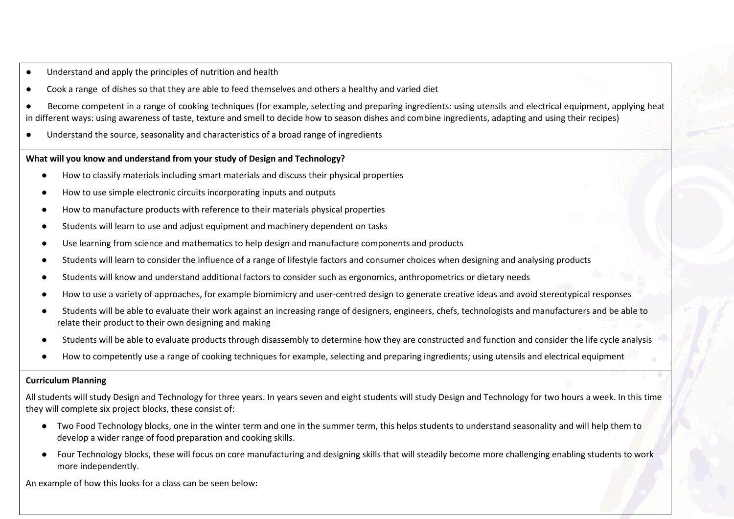- Understand and apply the principles of nutrition and health
- Cook a range of dishes so that they are able to feed themselves and others a healthy and varied diet
- Become competent in a range of cooking techniques (for example, selecting and preparing ingredients: using utensils and electrical equipment, applying heat in different ways: using awareness of taste, texture and smell to decide how to season dishes and combine ingredients, adapting and using their recipes)
- Understand the source, seasonality and characteristics of a broad range of ingredients

**What will you know and understand from your study of Design and Technology?**

- How to classify materials including smart materials and discuss their physical properties
- How to use simple electronic circuits incorporating inputs and outputs
- How to manufacture products with reference to their materials physical properties
- Students will learn to use and adjust equipment and machinery dependent on tasks
- Use learning from science and mathematics to help design and manufacture components and products
- Students will learn to consider the influence of a range of lifestyle factors and consumer choices when designing and analysing products
- Students will know and understand additional factors to consider such as ergonomics, anthropometrics or dietary needs
- How to use a variety of approaches, for example biomimicry and user-centred design to generate creative ideas and avoid stereotypical responses
- Students will be able to evaluate their work against an increasing range of designers, engineers, chefs, technologists and manufacturers and be able to relate their product to their own designing and making
- Students will be able to evaluate products through disassembly to determine how they are constructed and function and consider the life cycle analysis
- How to competently use a range of cooking techniques for example, selecting and preparing ingredients; using utensils and electrical equipment

**Curriculum Planning**

All students will study Design and Technology for three years. In years seven and eight students will study Design and Technology for two hours a week. In this time they will complete six project blocks, these consist of:

- Two Food Technology blocks, one in the winter term and one in the summer term, this helps students to understand seasonality and will help them to develop a wider range of food preparation and cooking skills.
- Four Technology blocks, these will focus on core manufacturing and designing skills that will steadily become more challenging enabling students to work more independently.

An example of how this looks for a class can be seen below: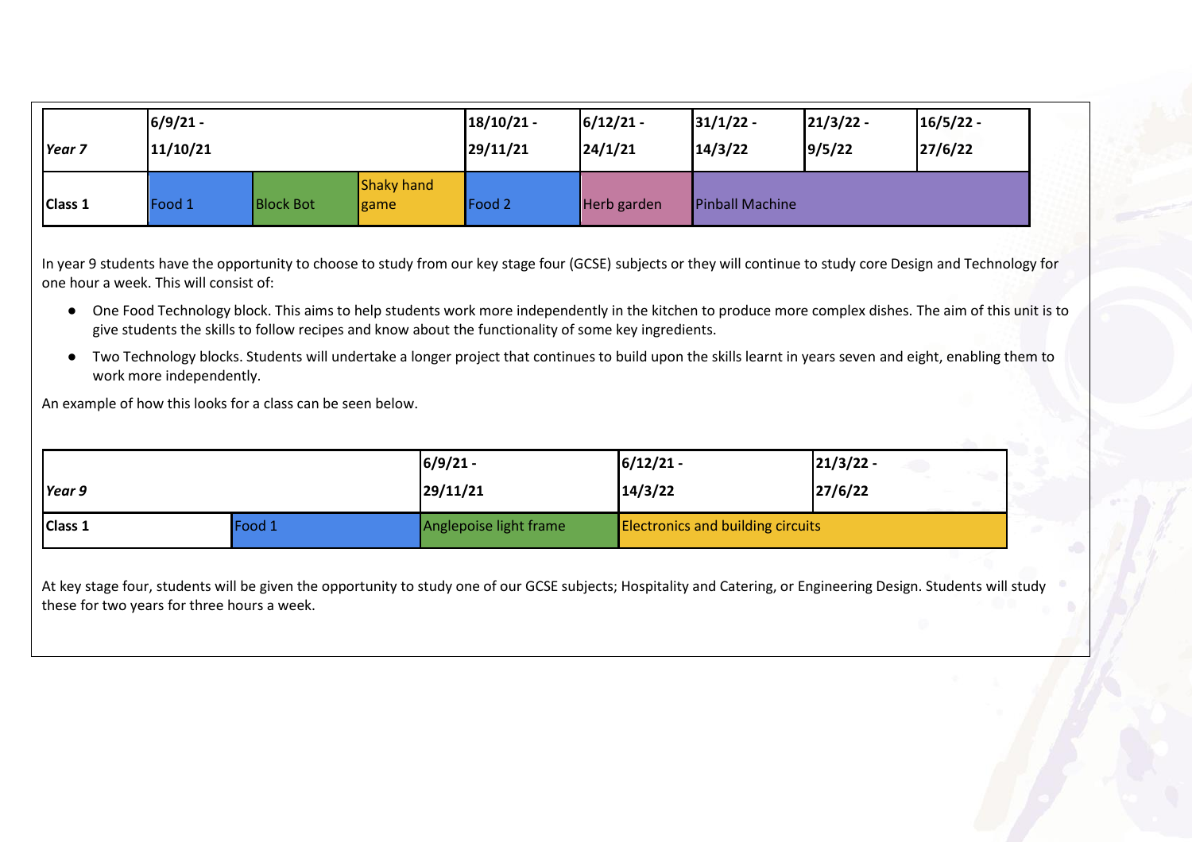| Year 7 | 6/9/21 - 11/10/21 | | | 18/10/21 - 29/11/21 | 6/12/21 - 24/1/21 | 31/1/22 - 14/3/22 | 21/3/22 - 9/5/22 | 16/5/22 - 27/6/22 |
|---|---|---|---|---|---|---|---|---|
| Class 1 | Food 1 | Block Bot | Shaky hand game | Food 2 | Herb garden | Pinball Machine | | |

In year 9 students have the opportunity to choose to study from our key stage four (GCSE) subjects or they will continue to study core Design and Technology for one hour a week. This will consist of:

- One Food Technology block. This aims to help students work more independently in the kitchen to produce more complex dishes. The aim of this unit is to give students the skills to follow recipes and know about the functionality of some key ingredients.
- Two Technology blocks. Students will undertake a longer project that continues to build upon the skills learnt in years seven and eight, enabling them to work more independently.

An example of how this looks for a class can be seen below.

| Year 9 | | 6/9/21 - 29/11/21 | 6/12/21 - 14/3/22 | 21/3/22 - 27/6/22 |
|---|---|---|---|---|
| Class 1 | Food 1 | Anglepoise light frame | Electronics and building circuits | |

At key stage four, students will be given the opportunity to study one of our GCSE subjects; Hospitality and Catering, or Engineering Design. Students will study these for two years for three hours a week.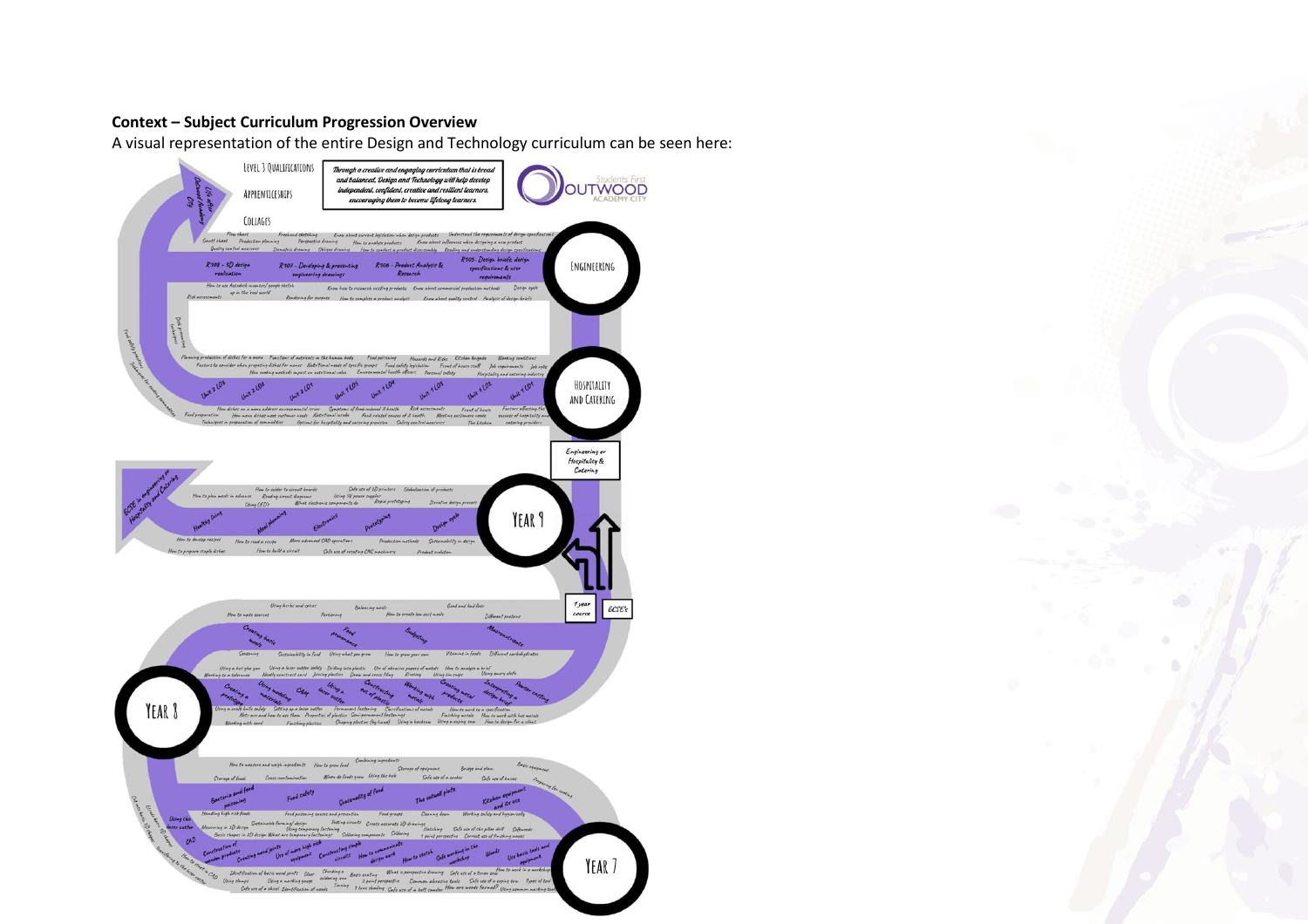**Context – Subject Curriculum Progression Overview**

A visual representation of the entire Design and Technology curriculum can be seen here: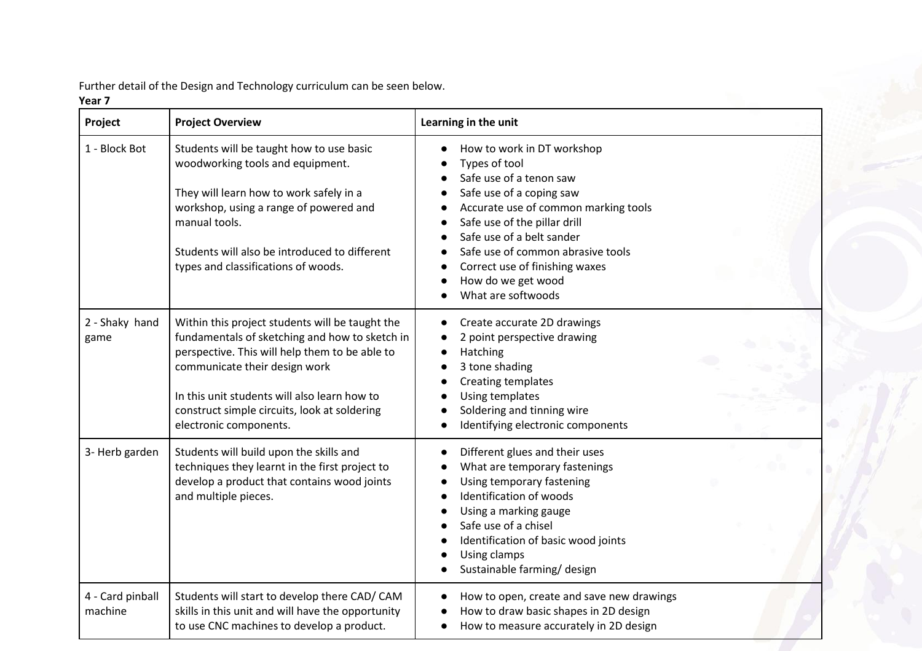Further detail of the Design and Technology curriculum can be seen below.

**Year 7**

| Project | Project Overview | Learning in the unit |
|---|---|---|
| 1 - Block Bot | Students will be taught how to use basic woodworking tools and equipment.<br><br>They will learn how to work safely in a workshop, using a range of powered and manual tools.<br><br>Students will also be introduced to different types and classifications of woods. | • How to work in DT workshop<br>• Types of tool<br>• Safe use of a tenon saw<br>• Safe use of a coping saw<br>• Accurate use of common marking tools<br>• Safe use of the pillar drill<br>• Safe use of a belt sander<br>• Safe use of common abrasive tools<br>• Correct use of finishing waxes<br>• How do we get wood<br>• What are softwoods |
| 2 - Shaky hand game | Within this project students will be taught the fundamentals of sketching and how to sketch in perspective. This will help them to be able to communicate their design work<br><br>In this unit students will also learn how to construct simple circuits, look at soldering electronic components. | • Create accurate 2D drawings<br>• 2 point perspective drawing<br>• Hatching<br>• 3 tone shading<br>• Creating templates<br>• Using templates<br>• Soldering and tinning wire<br>• Identifying electronic components |
| 3- Herb garden | Students will build upon the skills and techniques they learnt in the first project to develop a product that contains wood joints and multiple pieces. | • Different glues and their uses<br>• What are temporary fastenings<br>• Using temporary fastening<br>• Identification of woods<br>• Using a marking gauge<br>• Safe use of a chisel<br>• Identification of basic wood joints<br>• Using clamps<br>• Sustainable farming/ design |
| 4 - Card pinball machine | Students will start to develop there CAD/ CAM skills in this unit and will have the opportunity to use CNC machines to develop a product. | • How to open, create and save new drawings<br>• How to draw basic shapes in 2D design<br>• How to measure accurately in 2D design |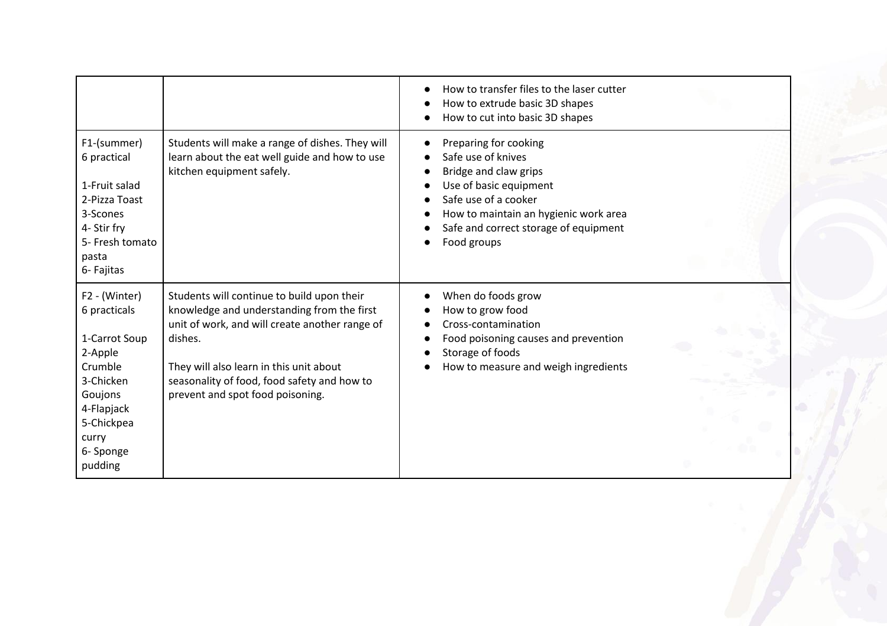| | | |
|---|---|---|
| | | • How to transfer files to the laser cutter<br>• How to extrude basic 3D shapes<br>• How to cut into basic 3D shapes |
| F1-(summer)<br>6 practical<br><br>1-Fruit salad<br>2-Pizza Toast<br>3-Scones<br>4- Stir fry<br>5- Fresh tomato pasta<br>6- Fajitas | Students will make a range of dishes. They will learn about the eat well guide and how to use kitchen equipment safely. | • Preparing for cooking<br>• Safe use of knives<br>• Bridge and claw grips<br>• Use of basic equipment<br>• Safe use of a cooker<br>• How to maintain an hygienic work area<br>• Safe and correct storage of equipment<br>• Food groups |
| F2 - (Winter)<br>6 practicals<br><br>1-Carrot Soup<br>2-Apple Crumble<br>3-Chicken Goujons<br>4-Flapjack<br>5-Chickpea curry<br>6- Sponge pudding | Students will continue to build upon their knowledge and understanding from the first unit of work, and will create another range of dishes.<br><br>They will also learn in this unit about seasonality of food, food safety and how to prevent and spot food poisoning. | • When do foods grow<br>• How to grow food<br>• Cross-contamination<br>• Food poisoning causes and prevention<br>• Storage of foods<br>• How to measure and weigh ingredients |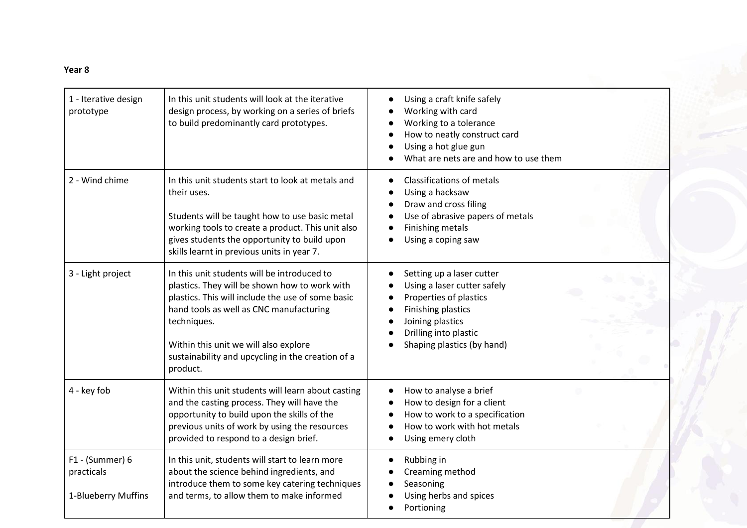**Year 8**

| | | |
|---|---|---|
| 1 - Iterative design prototype | In this unit students will look at the iterative design process, by working on a series of briefs to build predominantly card prototypes. | • Using a craft knife safely<br>• Working with card<br>• Working to a tolerance<br>• How to neatly construct card<br>• Using a hot glue gun<br>• What are nets are and how to use them |
| 2 - Wind chime | In this unit students start to look at metals and their uses.<br><br>Students will be taught how to use basic metal working tools to create a product. This unit also gives students the opportunity to build upon skills learnt in previous units in year 7. | • Classifications of metals<br>• Using a hacksaw<br>• Draw and cross filing<br>• Use of abrasive papers of metals<br>• Finishing metals<br>• Using a coping saw |
| 3 - Light project | In this unit students will be introduced to plastics. They will be shown how to work with plastics. This will include the use of some basic hand tools as well as CNC manufacturing techniques.<br><br>Within this unit we will also explore sustainability and upcycling in the creation of a product. | • Setting up a laser cutter<br>• Using a laser cutter safely<br>• Properties of plastics<br>• Finishing plastics<br>• Joining plastics<br>• Drilling into plastic<br>• Shaping plastics (by hand) |
| 4 - key fob | Within this unit students will learn about casting and the casting process. They will have the opportunity to build upon the skills of the previous units of work by using the resources provided to respond to a design brief. | • How to analyse a brief<br>• How to design for a client<br>• How to work to a specification<br>• How to work with hot metals<br>• Using emery cloth |
| F1 - (Summer) 6 practicals<br><br>1-Blueberry Muffins | In this unit, students will start to learn more about the science behind ingredients, and introduce them to some key catering techniques and terms, to allow them to make informed | • Rubbing in<br>• Creaming method<br>• Seasoning<br>• Using herbs and spices<br>• Portioning |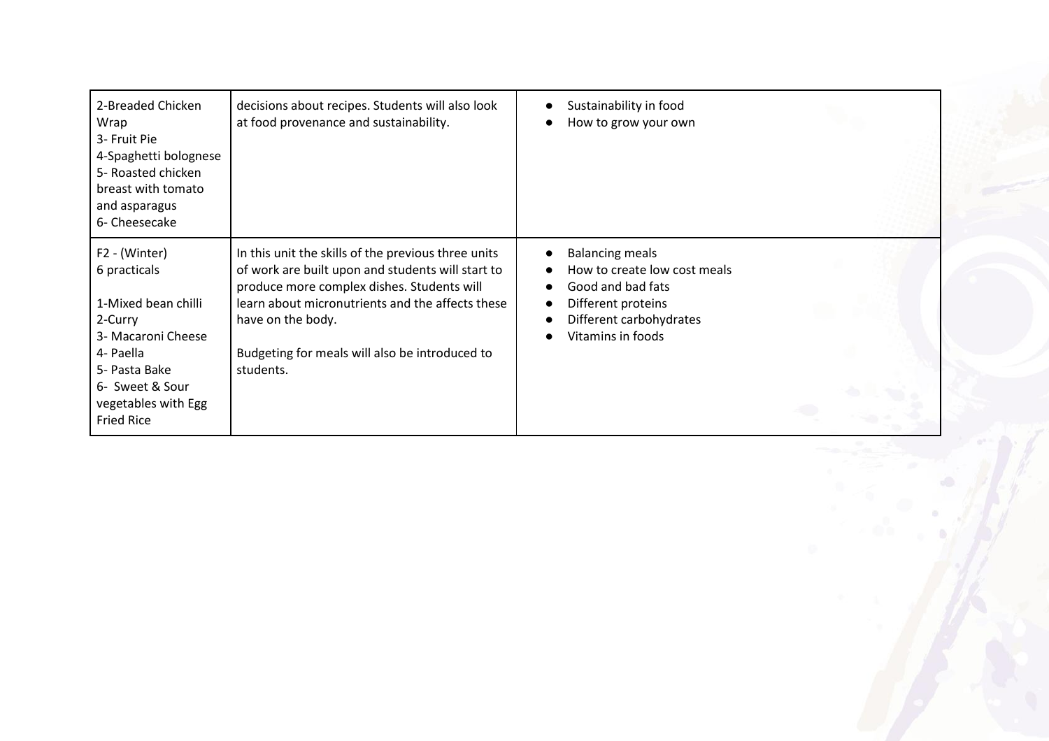|  |  |  |
| --- | --- | --- |
| 2-Breaded Chicken Wrap<br>3- Fruit Pie<br>4-Spaghetti bolognese<br>5- Roasted chicken breast with tomato and asparagus<br>6- Cheesecake | decisions about recipes. Students will also look at food provenance and sustainability. | ● Sustainability in food<br>● How to grow your own |
| F2 - (Winter)<br>6 practicals<br><br>1-Mixed bean chilli<br>2-Curry<br>3- Macaroni Cheese<br>4- Paella<br>5- Pasta Bake<br>6- Sweet & Sour vegetables with Egg Fried Rice | In this unit the skills of the previous three units of work are built upon and students will start to produce more complex dishes. Students will learn about micronutrients and the affects these have on the body.<br><br>Budgeting for meals will also be introduced to students. | ● Balancing meals<br>● How to create low cost meals<br>● Good and bad fats<br>● Different proteins<br>● Different carbohydrates<br>● Vitamins in foods |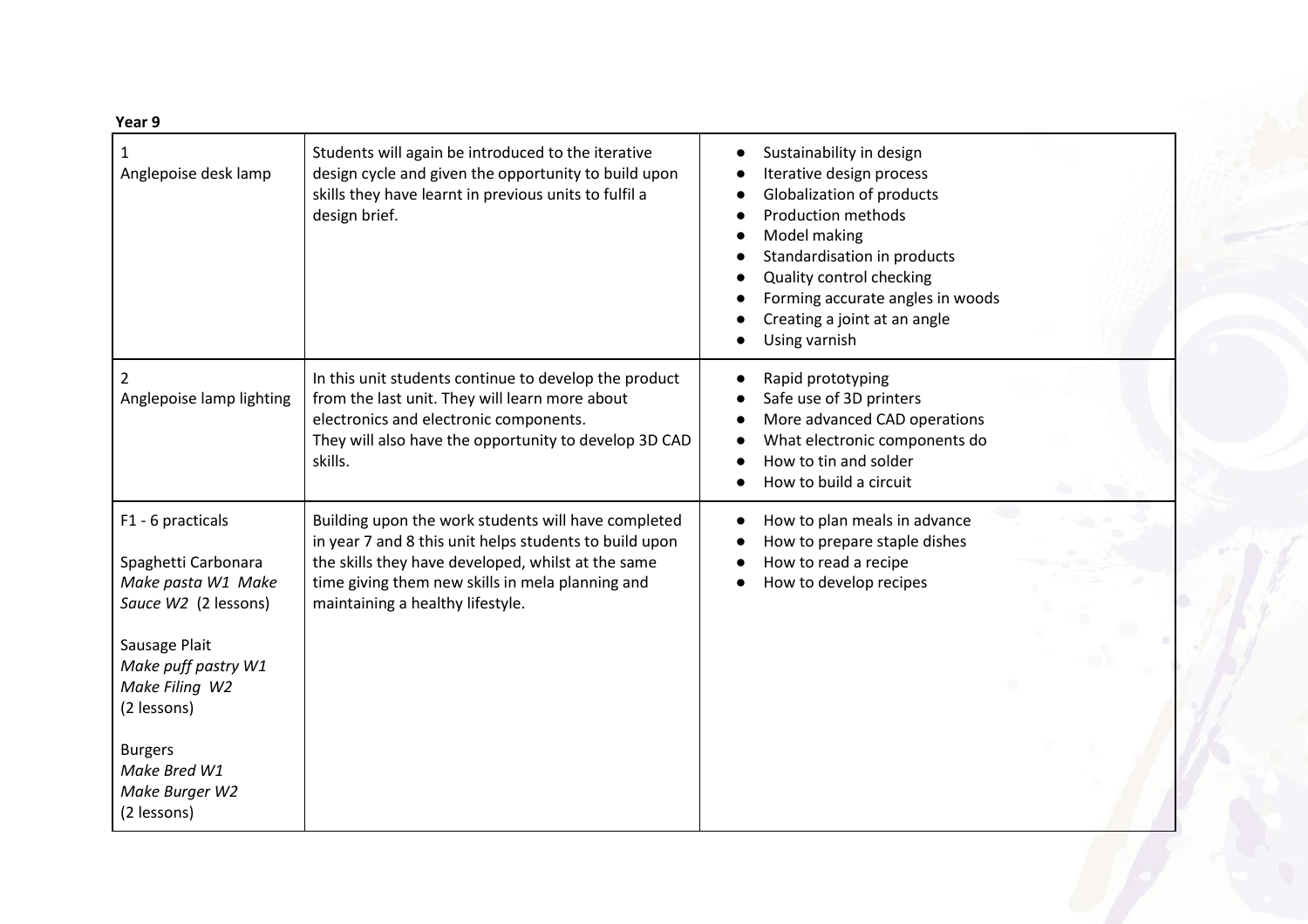**Year 9**

| | | |
|---|---|---|
| 1<br>Anglepoise desk lamp | Students will again be introduced to the iterative design cycle and given the opportunity to build upon skills they have learnt in previous units to fulfil a design brief. | ● Sustainability in design<br>● Iterative design process<br>● Globalization of products<br>● Production methods<br>● Model making<br>● Standardisation in products<br>● Quality control checking<br>● Forming accurate angles in woods<br>● Creating a joint at an angle<br>● Using varnish |
| 2<br>Anglepoise lamp lighting | In this unit students continue to develop the product from the last unit. They will learn more about electronics and electronic components.<br>They will also have the opportunity to develop 3D CAD skills. | ● Rapid prototyping<br>● Safe use of 3D printers<br>● More advanced CAD operations<br>● What electronic components do<br>● How to tin and solder<br>● How to build a circuit |
| F1 - 6 practicals<br><br>Spaghetti Carbonara<br>*Make pasta W1 Make Sauce W2* (2 lessons)<br><br>Sausage Plait<br>*Make puff pastry W1*<br>*Make Filing W2*<br>(2 lessons)<br><br>Burgers<br>*Make Bred W1*<br>*Make Burger W2*<br>(2 lessons) | Building upon the work students will have completed in year 7 and 8 this unit helps students to build upon the skills they have developed, whilst at the same time giving them new skills in mela planning and maintaining a healthy lifestyle. | ● How to plan meals in advance<br>● How to prepare staple dishes<br>● How to read a recipe<br>● How to develop recipes |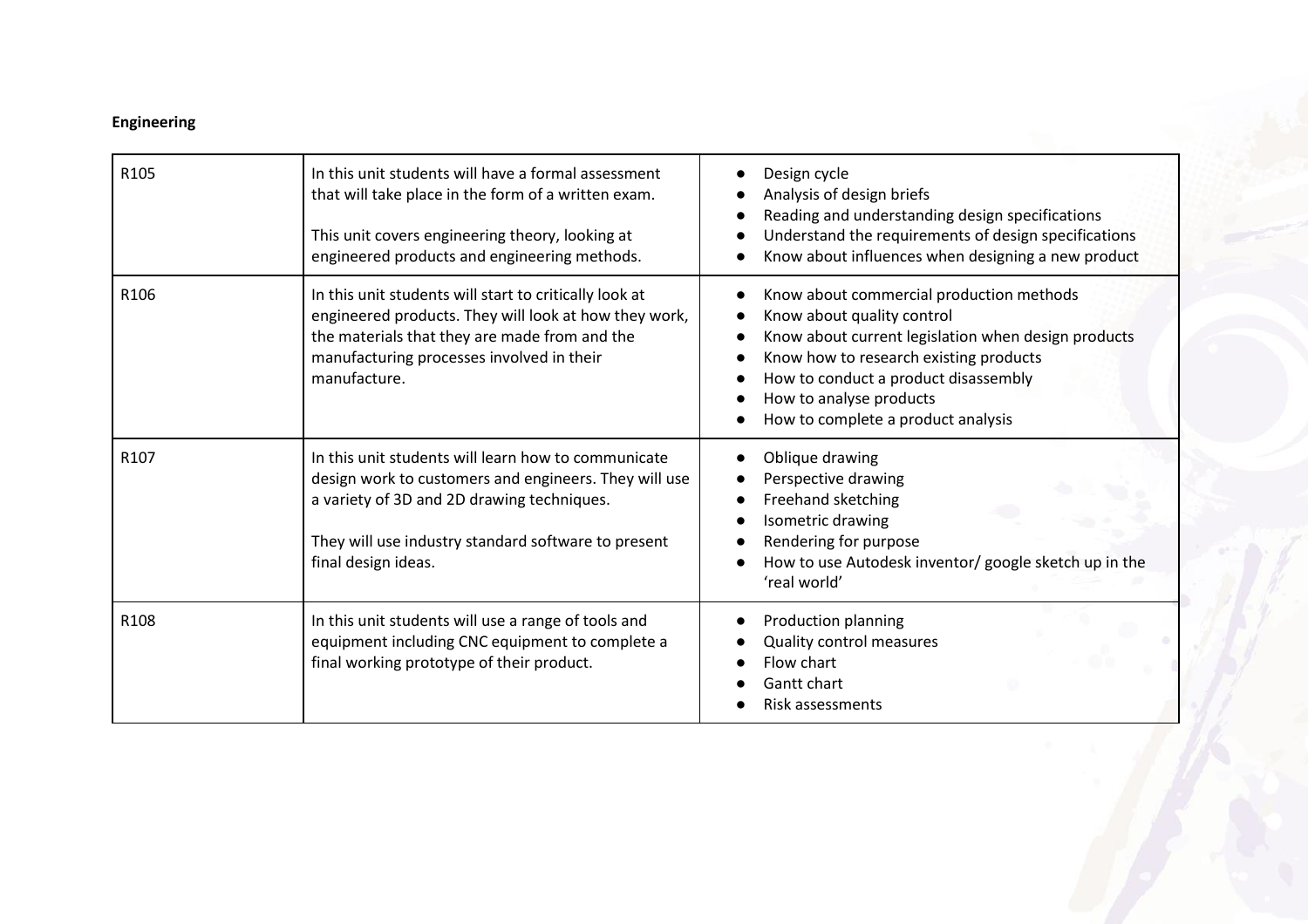**Engineering**

| | | |
|---|---|---|
| R105 | In this unit students will have a formal assessment that will take place in the form of a written exam.<br><br>This unit covers engineering theory, looking at engineered products and engineering methods. | ● Design cycle<br>● Analysis of design briefs<br>● Reading and understanding design specifications<br>● Understand the requirements of design specifications<br>● Know about influences when designing a new product |
| R106 | In this unit students will start to critically look at engineered products. They will look at how they work, the materials that they are made from and the manufacturing processes involved in their manufacture. | ● Know about commercial production methods<br>● Know about quality control<br>● Know about current legislation when design products<br>● Know how to research existing products<br>● How to conduct a product disassembly<br>● How to analyse products<br>● How to complete a product analysis |
| R107 | In this unit students will learn how to communicate design work to customers and engineers. They will use a variety of 3D and 2D drawing techniques.<br><br>They will use industry standard software to present final design ideas. | ● Oblique drawing<br>● Perspective drawing<br>● Freehand sketching<br>● Isometric drawing<br>● Rendering for purpose<br>● How to use Autodesk inventor/ google sketch up in the 'real world' |
| R108 | In this unit students will use a range of tools and equipment including CNC equipment to complete a final working prototype of their product. | ● Production planning<br>● Quality control measures<br>● Flow chart<br>● Gantt chart<br>● Risk assessments |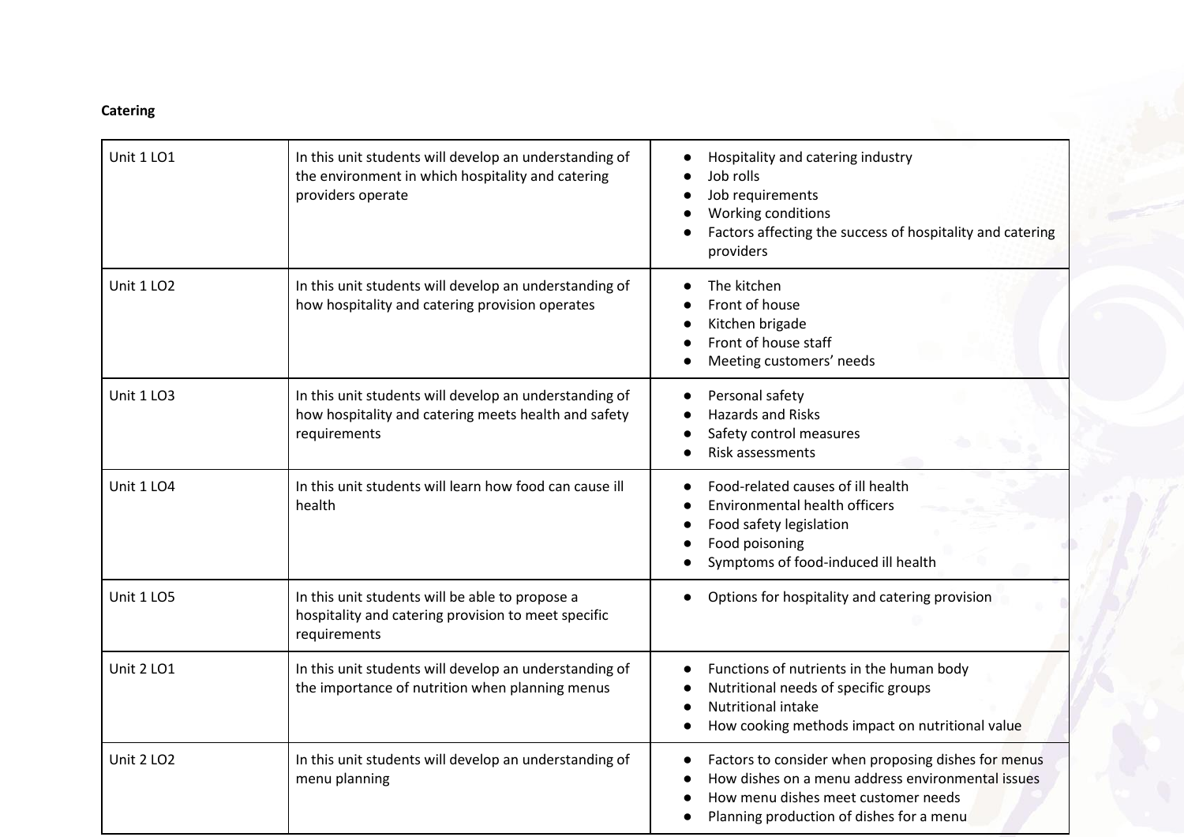**Catering**

| | | |
|---|---|---|
| Unit 1 LO1 | In this unit students will develop an understanding of the environment in which hospitality and catering providers operate | • Hospitality and catering industry<br>• Job rolls<br>• Job requirements<br>• Working conditions<br>• Factors affecting the success of hospitality and catering providers |
| Unit 1 LO2 | In this unit students will develop an understanding of how hospitality and catering provision operates | • The kitchen<br>• Front of house<br>• Kitchen brigade<br>• Front of house staff<br>• Meeting customers' needs |
| Unit 1 LO3 | In this unit students will develop an understanding of how hospitality and catering meets health and safety requirements | • Personal safety<br>• Hazards and Risks<br>• Safety control measures<br>• Risk assessments |
| Unit 1 LO4 | In this unit students will learn how food can cause ill health | • Food-related causes of ill health<br>• Environmental health officers<br>• Food safety legislation<br>• Food poisoning<br>• Symptoms of food-induced ill health |
| Unit 1 LO5 | In this unit students will be able to propose a hospitality and catering provision to meet specific requirements | • Options for hospitality and catering provision |
| Unit 2 LO1 | In this unit students will develop an understanding of the importance of nutrition when planning menus | • Functions of nutrients in the human body<br>• Nutritional needs of specific groups<br>• Nutritional intake<br>• How cooking methods impact on nutritional value |
| Unit 2 LO2 | In this unit students will develop an understanding of menu planning | • Factors to consider when proposing dishes for menus<br>• How dishes on a menu address environmental issues<br>• How menu dishes meet customer needs<br>• Planning production of dishes for a menu |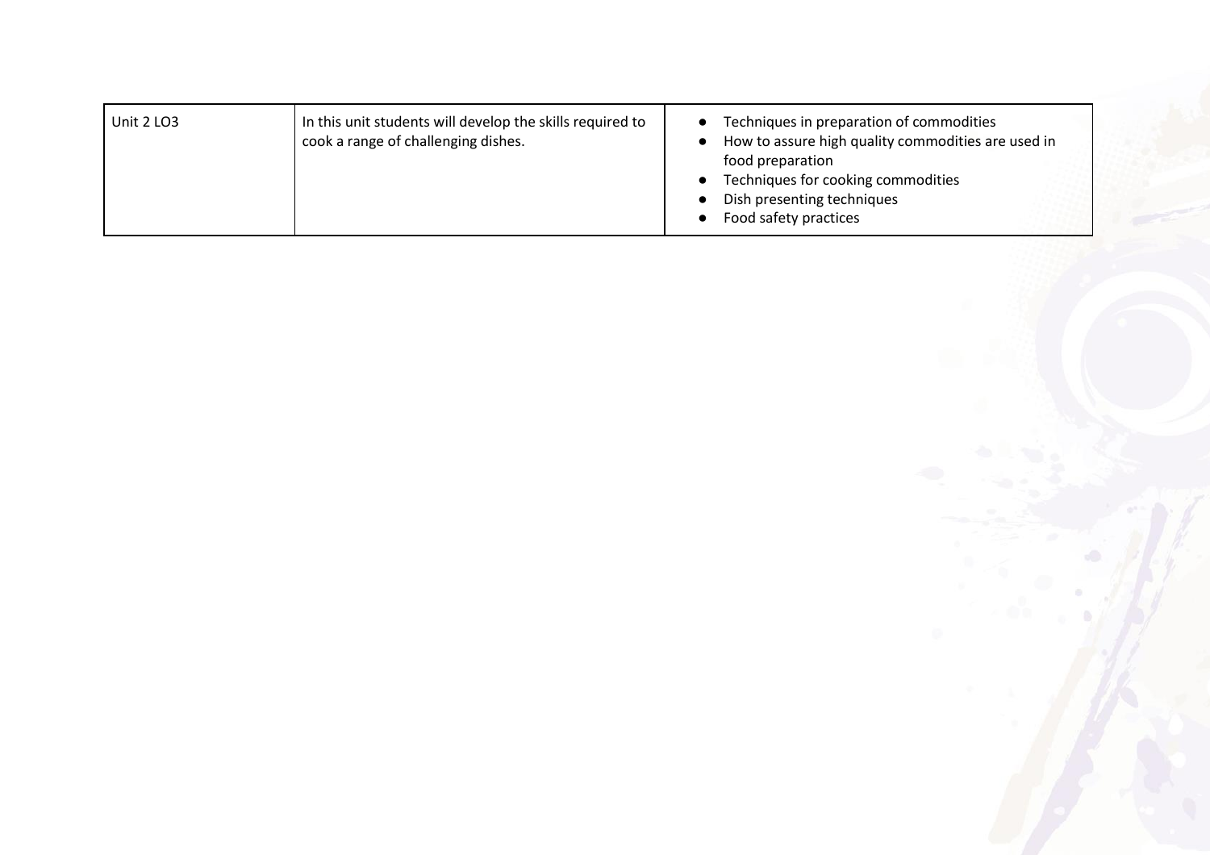| | | |
|---|---|---|
| Unit 2 LO3 | In this unit students will develop the skills required to cook a range of challenging dishes. | • Techniques in preparation of commodities<br>• How to assure high quality commodities are used in food preparation<br>• Techniques for cooking commodities<br>• Dish presenting techniques<br>• Food safety practices |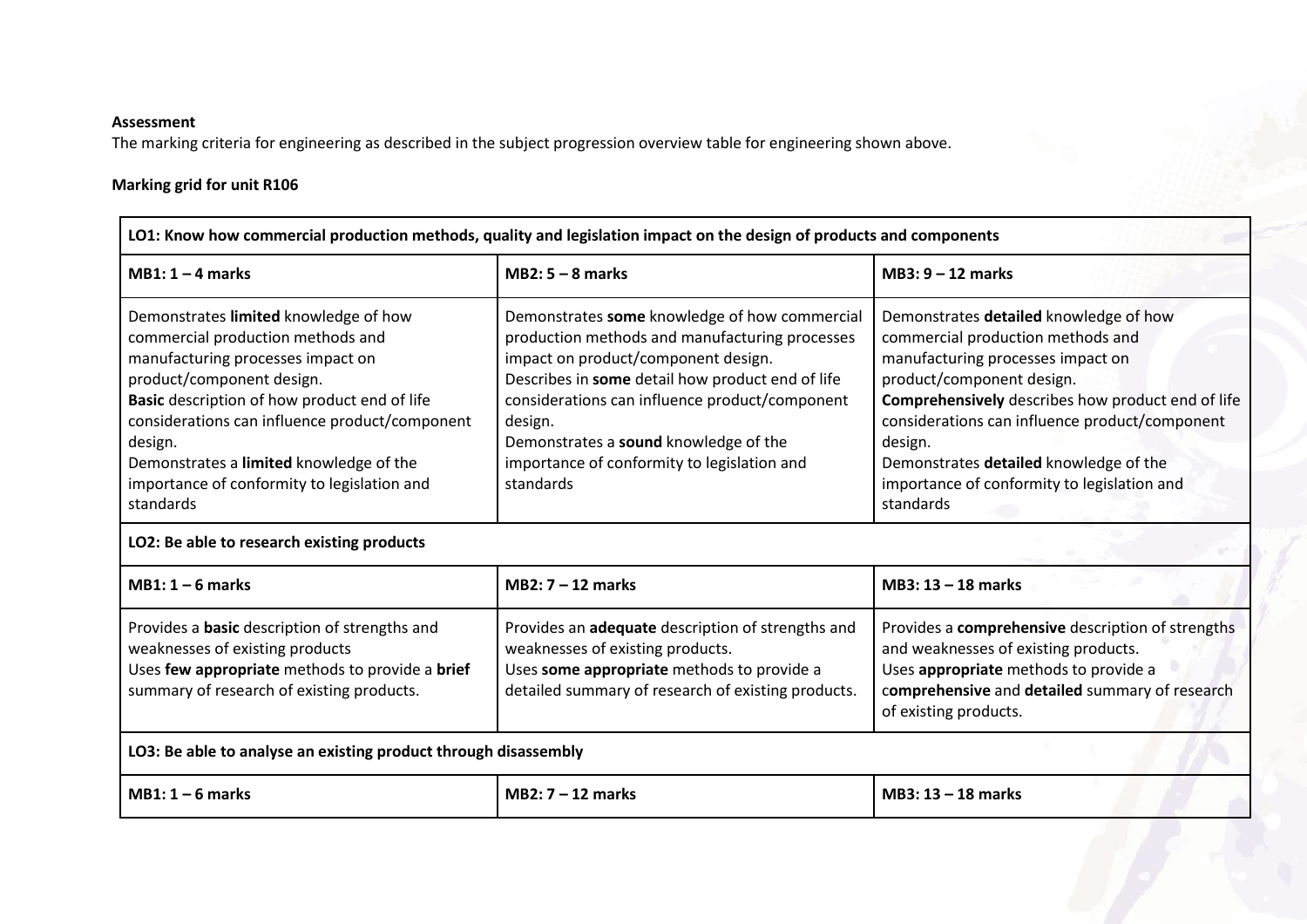**Assessment**

The marking criteria for engineering as described in the subject progression overview table for engineering shown above.

**Marking grid for unit R106**

| **LO1: Know how commercial production methods, quality and legislation impact on the design of products and components** | | |
|---|---|---|
| **MB1: 1 – 4 marks** | **MB2: 5 – 8 marks** | **MB3: 9 – 12 marks** |
| Demonstrates **limited** knowledge of how commercial production methods and manufacturing processes impact on product/component design.<br>**Basic** description of how product end of life considerations can influence product/component design.<br>Demonstrates a **limited** knowledge of the importance of conformity to legislation and standards | Demonstrates **some** knowledge of how commercial production methods and manufacturing processes impact on product/component design.<br>Describes in **some** detail how product end of life considerations can influence product/component design.<br>Demonstrates a **sound** knowledge of the importance of conformity to legislation and standards | Demonstrates **detailed** knowledge of how commercial production methods and manufacturing processes impact on product/component design.<br>**Comprehensively** describes how product end of life considerations can influence product/component design.<br>Demonstrates **detailed** knowledge of the importance of conformity to legislation and standards |
| **LO2: Be able to research existing products** | | |
| **MB1: 1 – 6 marks** | **MB2: 7 – 12 marks** | **MB3: 13 – 18 marks** |
| Provides a **basic** description of strengths and weaknesses of existing products<br>Uses **few appropriate** methods to provide a **brief** summary of research of existing products. | Provides an **adequate** description of strengths and weaknesses of existing products.<br>Uses **some appropriate** methods to provide a detailed summary of research of existing products. | Provides a **comprehensive** description of strengths and weaknesses of existing products.<br>Uses **appropriate** methods to provide a **comprehensive** and **detailed** summary of research of existing products. |
| **LO3: Be able to analyse an existing product through disassembly** | | |
| **MB1: 1 – 6 marks** | **MB2: 7 – 12 marks** | **MB3: 13 – 18 marks** |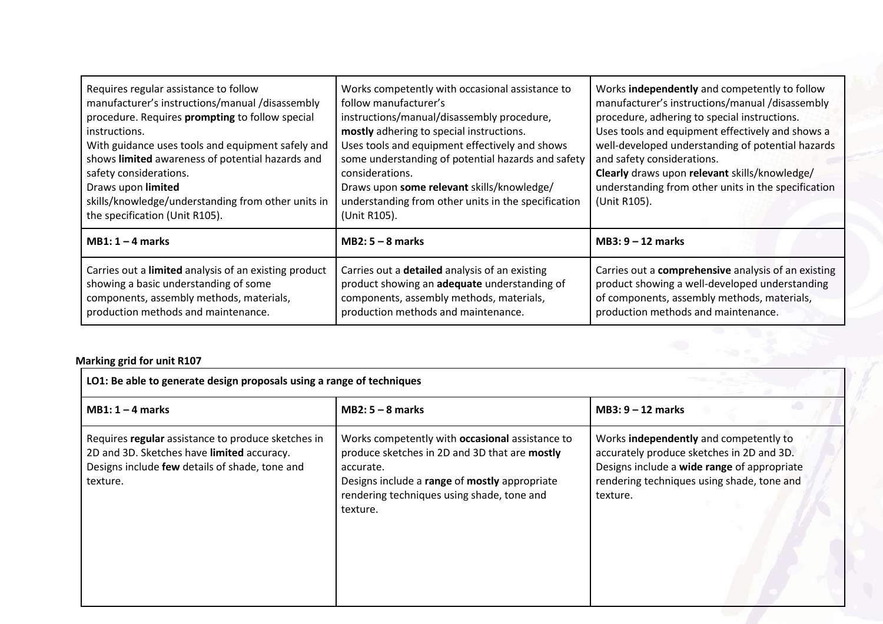| | | |
|---|---|---|
| Requires regular assistance to follow manufacturer's instructions/manual /disassembly procedure. Requires **prompting** to follow special instructions.<br>With guidance uses tools and equipment safely and shows **limited** awareness of potential hazards and safety considerations.<br>Draws upon **limited** skills/knowledge/understanding from other units in the specification (Unit R105). | Works competently with occasional assistance to follow manufacturer's instructions/manual/disassembly procedure, **mostly** adhering to special instructions.<br>Uses tools and equipment effectively and shows some understanding of potential hazards and safety considerations.<br>Draws upon **some relevant** skills/knowledge/ understanding from other units in the specification (Unit R105). | Works **independently** and competently to follow manufacturer's instructions/manual /disassembly procedure, adhering to special instructions.<br>Uses tools and equipment effectively and shows a well-developed understanding of potential hazards and safety considerations.<br>**Clearly** draws upon **relevant** skills/knowledge/ understanding from other units in the specification (Unit R105). |
| **MB1: 1 – 4 marks** | **MB2: 5 – 8 marks** | **MB3: 9 – 12 marks** |
| Carries out a **limited** analysis of an existing product showing a basic understanding of some components, assembly methods, materials, production methods and maintenance. | Carries out a **detailed** analysis of an existing product showing an **adequate** understanding of components, assembly methods, materials, production methods and maintenance. | Carries out a **comprehensive** analysis of an existing product showing a well-developed understanding of components, assembly methods, materials, production methods and maintenance. |

**Marking grid for unit R107**

| **LO1: Be able to generate design proposals using a range of techniques** | | |
|---|---|---|
| **MB1: 1 – 4 marks** | **MB2: 5 – 8 marks** | **MB3: 9 – 12 marks** |
| Requires **regular** assistance to produce sketches in 2D and 3D. Sketches have **limited** accuracy.<br>Designs include **few** details of shade, tone and texture. | Works competently with **occasional** assistance to produce sketches in 2D and 3D that are **mostly** accurate.<br>Designs include a **range** of **mostly** appropriate rendering techniques using shade, tone and texture. | Works **independently** and competently to accurately produce sketches in 2D and 3D.<br>Designs include a **wide range** of appropriate rendering techniques using shade, tone and texture. |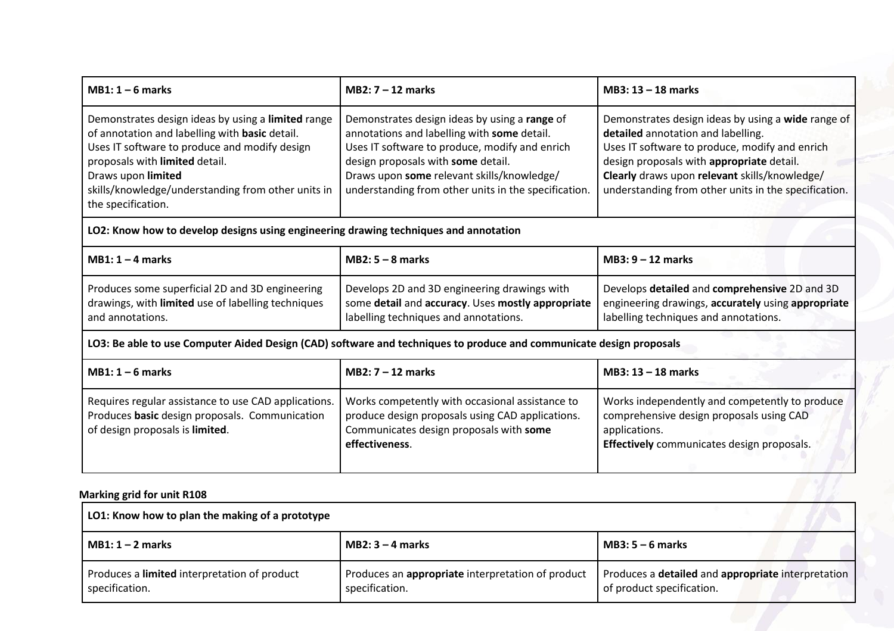| MB1: 1 – 6 marks | MB2: 7 – 12 marks | MB3: 13 – 18 marks |
| --- | --- | --- |
| Demonstrates design ideas by using a **limited** range of annotation and labelling with **basic** detail.<br>Uses IT software to produce and modify design proposals with **limited** detail.<br>Draws upon **limited** skills/knowledge/understanding from other units in the specification. | Demonstrates design ideas by using a **range** of annotations and labelling with **some** detail.<br>Uses IT software to produce, modify and enrich design proposals with **some** detail.<br>Draws upon **some** relevant skills/knowledge/ understanding from other units in the specification. | Demonstrates design ideas by using a **wide** range of **detailed** annotation and labelling.<br>Uses IT software to produce, modify and enrich design proposals with **appropriate** detail.<br>**Clearly** draws upon **relevant** skills/knowledge/ understanding from other units in the specification. |
| **LO2: Know how to develop designs using engineering drawing techniques and annotation** | | |
| **MB1: 1 – 4 marks** | **MB2: 5 – 8 marks** | **MB3: 9 – 12 marks** |
| Produces some superficial 2D and 3D engineering drawings, with **limited** use of labelling techniques and annotations. | Develops 2D and 3D engineering drawings with some **detail** and **accuracy**. Uses **mostly appropriate** labelling techniques and annotations. | Develops **detailed** and **comprehensive** 2D and 3D engineering drawings, **accurately** using **appropriate** labelling techniques and annotations. |
| **LO3: Be able to use Computer Aided Design (CAD) software and techniques to produce and communicate design proposals** | | |
| **MB1: 1 – 6 marks** | **MB2: 7 – 12 marks** | **MB3: 13 – 18 marks** |
| Requires regular assistance to use CAD applications. Produces **basic** design proposals. Communication of design proposals is **limited**. | Works competently with occasional assistance to produce design proposals using CAD applications. Communicates design proposals with **some effectiveness**. | Works independently and competently to produce comprehensive design proposals using CAD applications.<br>**Effectively** communicates design proposals. |

**Marking grid for unit R108**

| LO1: Know how to plan the making of a prototype | | |
| --- | --- | --- |
| **MB1: 1 – 2 marks** | **MB2: 3 – 4 marks** | **MB3: 5 – 6 marks** |
| Produces a **limited** interpretation of product specification. | Produces an **appropriate** interpretation of product specification. | Produces a **detailed** and **appropriate** interpretation of product specification. |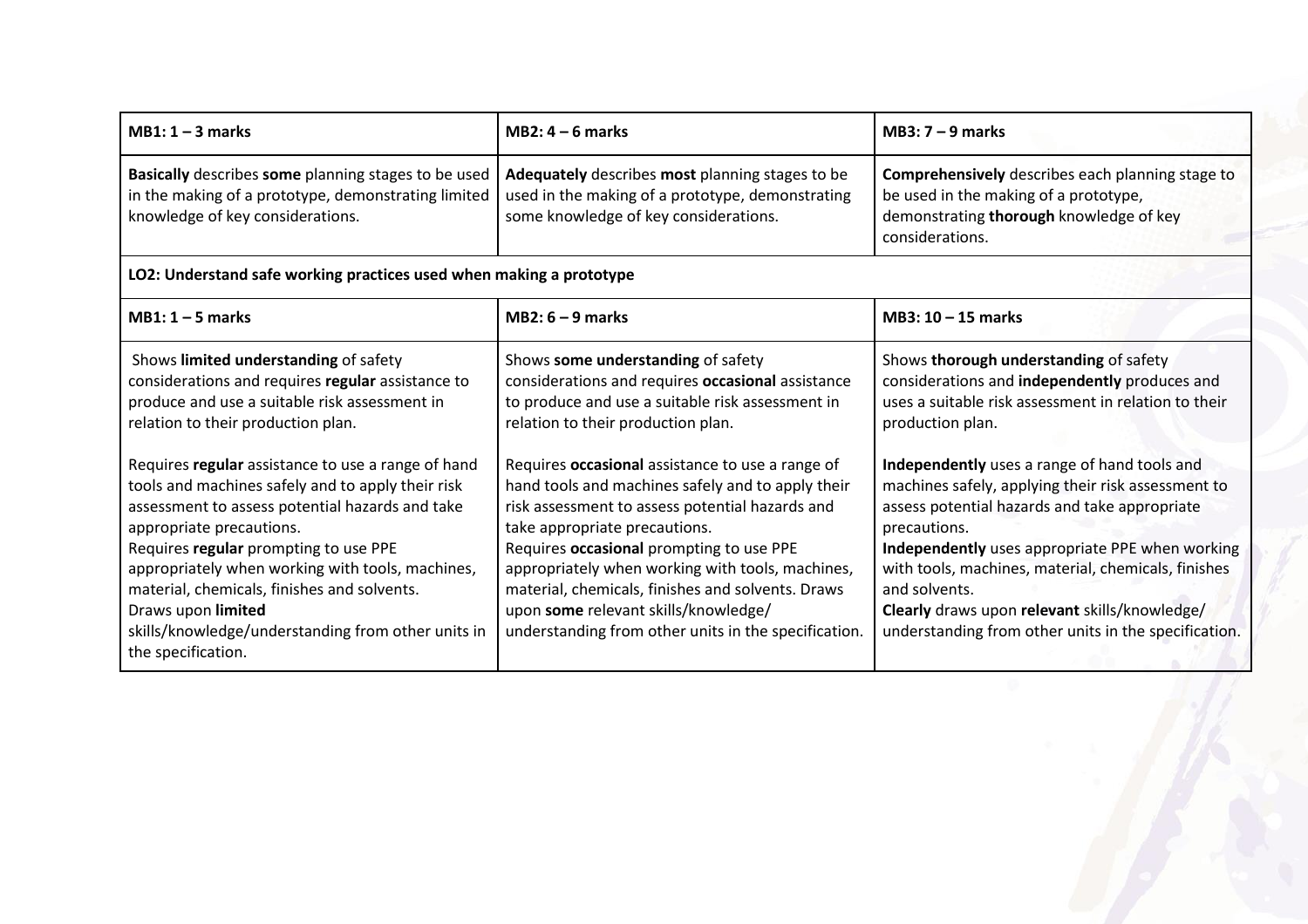| MB1: 1 – 3 marks | MB2: 4 – 6 marks | MB3: 7 – 9 marks |
|---|---|---|
| **Basically** describes **some** planning stages to be used in the making of a prototype, demonstrating limited knowledge of key considerations. | **Adequately** describes **most** planning stages to be used in the making of a prototype, demonstrating some knowledge of key considerations. | **Comprehensively** describes each planning stage to be used in the making of a prototype, demonstrating **thorough** knowledge of key considerations. |
| **LO2: Understand safe working practices used when making a prototype** | | |
| **MB1: 1 – 5 marks** | **MB2: 6 – 9 marks** | **MB3: 10 – 15 marks** |
| Shows **limited understanding** of safety considerations and requires **regular** assistance to produce and use a suitable risk assessment in relation to their production plan.<br><br>Requires **regular** assistance to use a range of hand tools and machines safely and to apply their risk assessment to assess potential hazards and take appropriate precautions.<br>Requires **regular** prompting to use PPE appropriately when working with tools, machines, material, chemicals, finishes and solvents.<br>Draws upon **limited** skills/knowledge/understanding from other units in the specification. | Shows **some understanding** of safety considerations and requires **occasional** assistance to produce and use a suitable risk assessment in relation to their production plan.<br><br>Requires **occasional** assistance to use a range of hand tools and machines safely and to apply their risk assessment to assess potential hazards and take appropriate precautions.<br>Requires **occasional** prompting to use PPE appropriately when working with tools, machines, material, chemicals, finishes and solvents. Draws upon **some** relevant skills/knowledge/ understanding from other units in the specification. | Shows **thorough understanding** of safety considerations and **independently** produces and uses a suitable risk assessment in relation to their production plan.<br><br>**Independently** uses a range of hand tools and machines safely, applying their risk assessment to assess potential hazards and take appropriate precautions.<br>**Independently** uses appropriate PPE when working with tools, machines, material, chemicals, finishes and solvents.<br>**Clearly** draws upon **relevant** skills/knowledge/ understanding from other units in the specification. |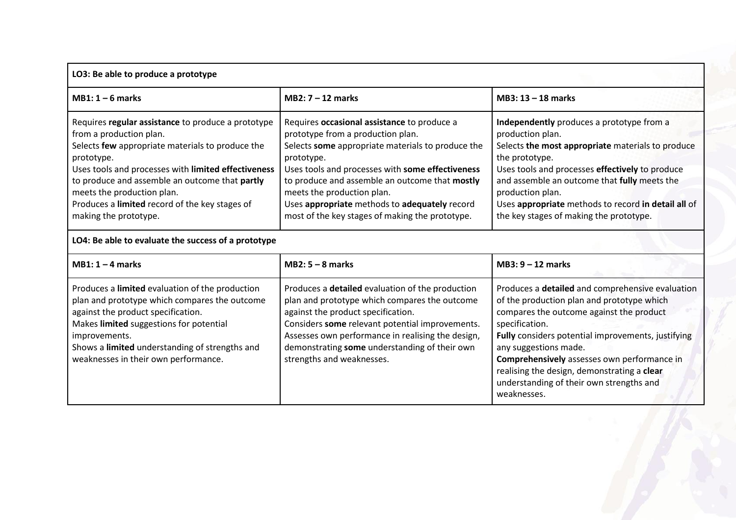| LO3: Be able to produce a prototype | | |
|---|---|---|
| **MB1: 1 – 6 marks** | **MB2: 7 – 12 marks** | **MB3: 13 – 18 marks** |
| Requires **regular assistance** to produce a prototype from a production plan.<br>Selects **few** appropriate materials to produce the prototype.<br>Uses tools and processes with **limited effectiveness** to produce and assemble an outcome that **partly** meets the production plan.<br>Produces a **limited** record of the key stages of making the prototype. | Requires **occasional assistance** to produce a prototype from a production plan.<br>Selects **some** appropriate materials to produce the prototype.<br>Uses tools and processes with **some effectiveness** to produce and assemble an outcome that **mostly** meets the production plan.<br>Uses **appropriate** methods to **adequately** record most of the key stages of making the prototype. | **Independently** produces a prototype from a production plan.<br>Selects **the most appropriate** materials to produce the prototype.<br>Uses tools and processes **effectively** to produce and assemble an outcome that **fully** meets the production plan.<br>Uses **appropriate** methods to record **in detail all** of the key stages of making the prototype. |
| **LO4: Be able to evaluate the success of a prototype** | | |
| **MB1: 1 – 4 marks** | **MB2: 5 – 8 marks** | **MB3: 9 – 12 marks** |
| Produces a **limited** evaluation of the production plan and prototype which compares the outcome against the product specification.<br>Makes **limited** suggestions for potential improvements.<br>Shows a **limited** understanding of strengths and weaknesses in their own performance. | Produces a **detailed** evaluation of the production plan and prototype which compares the outcome against the product specification.<br>Considers **some** relevant potential improvements.<br>Assesses own performance in realising the design, demonstrating **some** understanding of their own strengths and weaknesses. | Produces a **detailed** and comprehensive evaluation of the production plan and prototype which compares the outcome against the product specification.<br>**Fully** considers potential improvements, justifying any suggestions made.<br>**Comprehensively** assesses own performance in realising the design, demonstrating a **clear** understanding of their own strengths and weaknesses. |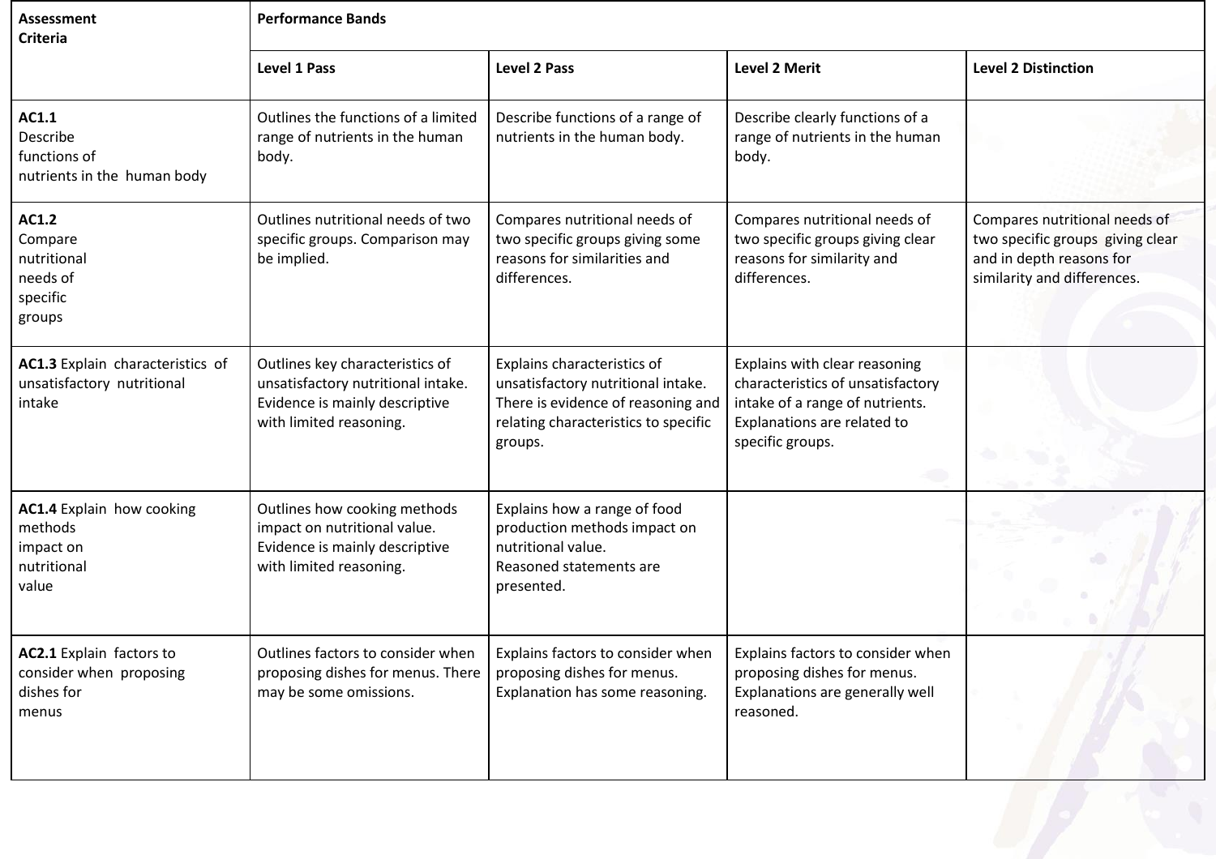| Assessment Criteria | Performance Bands | | | |
| --- | --- | --- | --- | --- |
| | **Level 1 Pass** | **Level 2 Pass** | **Level 2 Merit** | **Level 2 Distinction** |
| **AC1.1** Describe functions of nutrients in the human body | Outlines the functions of a limited range of nutrients in the human body. | Describe functions of a range of nutrients in the human body. | Describe clearly functions of a range of nutrients in the human body. | |
| **AC1.2** Compare nutritional needs of specific groups | Outlines nutritional needs of two specific groups. Comparison may be implied. | Compares nutritional needs of two specific groups giving some reasons for similarities and differences. | Compares nutritional needs of two specific groups giving clear reasons for similarity and differences. | Compares nutritional needs of two specific groups giving clear and in depth reasons for similarity and differences. |
| **AC1.3** Explain characteristics of unsatisfactory nutritional intake | Outlines key characteristics of unsatisfactory nutritional intake. Evidence is mainly descriptive with limited reasoning. | Explains characteristics of unsatisfactory nutritional intake. There is evidence of reasoning and relating characteristics to specific groups. | Explains with clear reasoning characteristics of unsatisfactory intake of a range of nutrients. Explanations are related to specific groups. | |
| **AC1.4** Explain how cooking methods impact on nutritional value | Outlines how cooking methods impact on nutritional value. Evidence is mainly descriptive with limited reasoning. | Explains how a range of food production methods impact on nutritional value. Reasoned statements are presented. | | |
| **AC2.1** Explain factors to consider when proposing dishes for menus | Outlines factors to consider when proposing dishes for menus. There may be some omissions. | Explains factors to consider when proposing dishes for menus. Explanation has some reasoning. | Explains factors to consider when proposing dishes for menus. Explanations are generally well reasoned. | |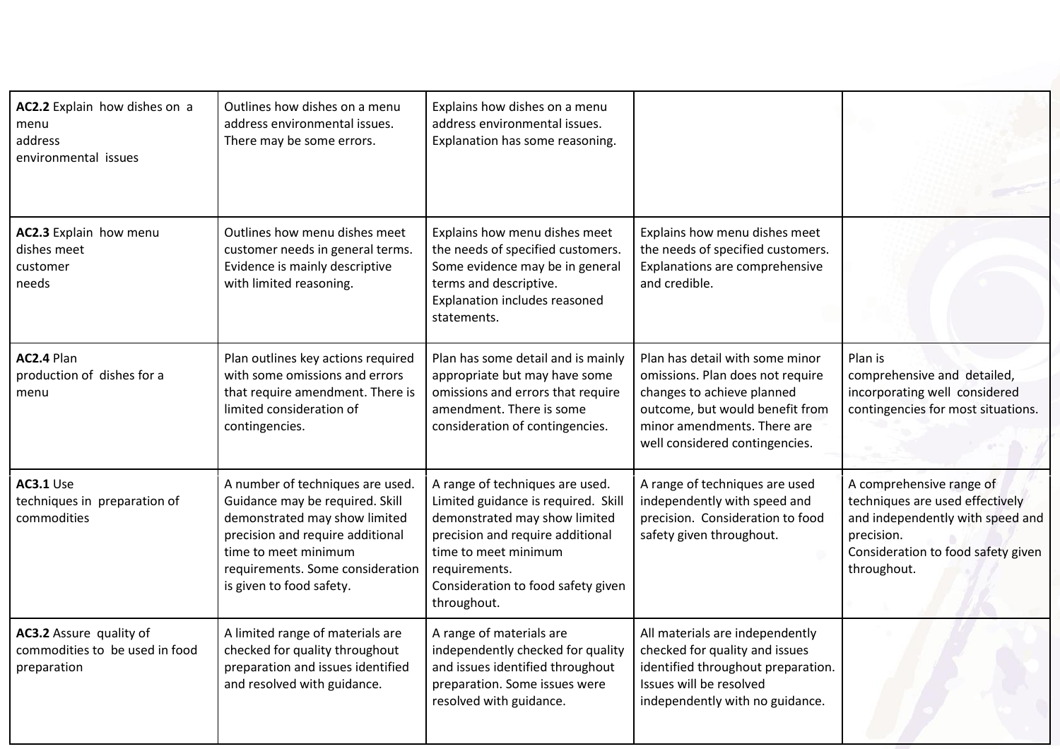| | | | | |
|---|---|---|---|---|
| **AC2.2** Explain how dishes on a menu address environmental issues | Outlines how dishes on a menu address environmental issues. There may be some errors. | Explains how dishes on a menu address environmental issues. Explanation has some reasoning. | | |
| **AC2.3** Explain how menu dishes meet customer needs | Outlines how menu dishes meet customer needs in general terms. Evidence is mainly descriptive with limited reasoning. | Explains how menu dishes meet the needs of specified customers. Some evidence may be in general terms and descriptive. Explanation includes reasoned statements. | Explains how menu dishes meet the needs of specified customers. Explanations are comprehensive and credible. | |
| **AC2.4** Plan production of dishes for a menu | Plan outlines key actions required with some omissions and errors that require amendment. There is limited consideration of contingencies. | Plan has some detail and is mainly appropriate but may have some omissions and errors that require amendment. There is some consideration of contingencies. | Plan has detail with some minor omissions. Plan does not require changes to achieve planned outcome, but would benefit from minor amendments. There are well considered contingencies. | Plan is comprehensive and detailed, incorporating well considered contingencies for most situations. |
| **AC3.1** Use techniques in preparation of commodities | A number of techniques are used. Guidance may be required. Skill demonstrated may show limited precision and require additional time to meet minimum requirements. Some consideration is given to food safety. | A range of techniques are used. Limited guidance is required. Skill demonstrated may show limited precision and require additional time to meet minimum requirements. Consideration to food safety given throughout. | A range of techniques are used independently with speed and precision. Consideration to food safety given throughout. | A comprehensive range of techniques are used effectively and independently with speed and precision. Consideration to food safety given throughout. |
| **AC3.2** Assure quality of commodities to be used in food preparation | A limited range of materials are checked for quality throughout preparation and issues identified and resolved with guidance. | A range of materials are independently checked for quality and issues identified throughout preparation. Some issues were resolved with guidance. | All materials are independently checked for quality and issues identified throughout preparation. Issues will be resolved independently with no guidance. | |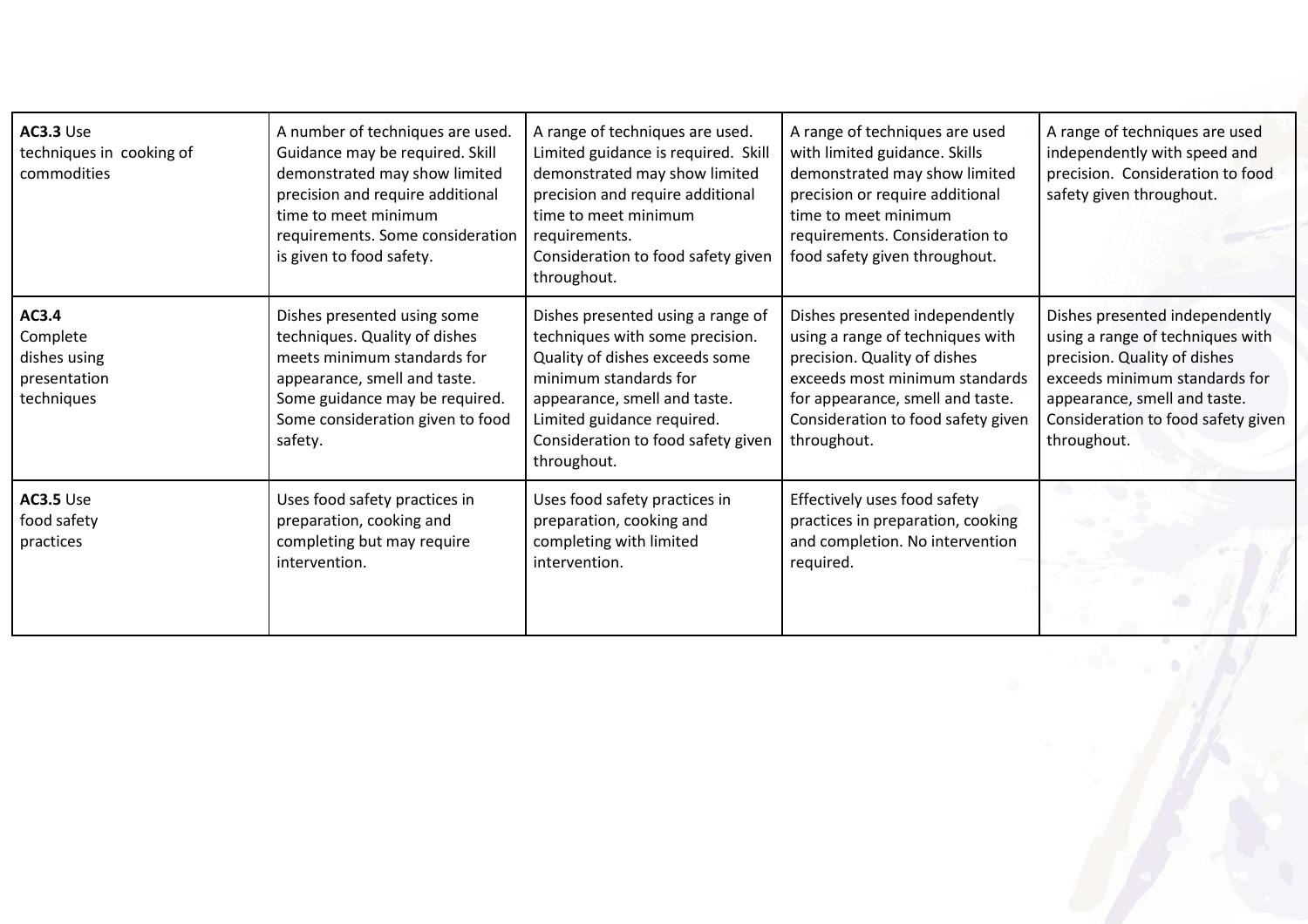| | | | | |
|---|---|---|---|---|
| **AC3.3** Use techniques in cooking of commodities | A number of techniques are used. Guidance may be required. Skill demonstrated may show limited precision and require additional time to meet minimum requirements. Some consideration is given to food safety. | A range of techniques are used. Limited guidance is required. Skill demonstrated may show limited precision and require additional time to meet minimum requirements. Consideration to food safety given throughout. | A range of techniques are used with limited guidance. Skills demonstrated may show limited precision or require additional time to meet minimum requirements. Consideration to food safety given throughout. | A range of techniques are used independently with speed and precision. Consideration to food safety given throughout. |
| **AC3.4** Complete dishes using presentation techniques | Dishes presented using some techniques. Quality of dishes meets minimum standards for appearance, smell and taste. Some guidance may be required. Some consideration given to food safety. | Dishes presented using a range of techniques with some precision. Quality of dishes exceeds some minimum standards for appearance, smell and taste. Limited guidance required. Consideration to food safety given throughout. | Dishes presented independently using a range of techniques with precision. Quality of dishes exceeds most minimum standards for appearance, smell and taste. Consideration to food safety given throughout. | Dishes presented independently using a range of techniques with precision. Quality of dishes exceeds minimum standards for appearance, smell and taste. Consideration to food safety given throughout. |
| **AC3.5** Use food safety practices | Uses food safety practices in preparation, cooking and completing but may require intervention. | Uses food safety practices in preparation, cooking and completing with limited intervention. | Effectively uses food safety practices in preparation, cooking and completion. No intervention required. | |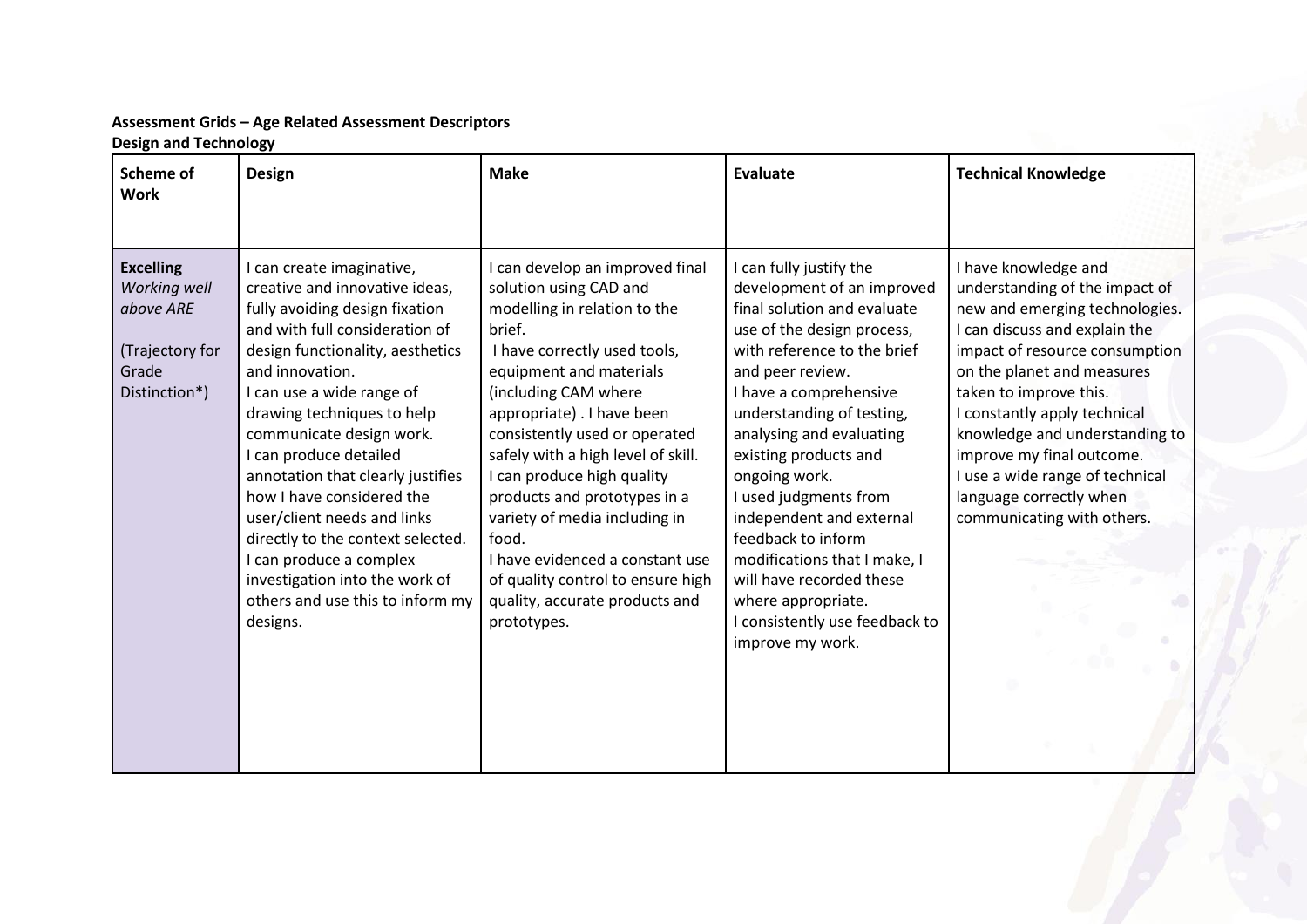**Assessment Grids – Age Related Assessment Descriptors**
**Design and Technology**

| Scheme of Work | Design | Make | Evaluate | Technical Knowledge |
|---|---|---|---|---|
| **Excelling** *Working well above ARE* (Trajectory for Grade Distinction*) | I can create imaginative, creative and innovative ideas, fully avoiding design fixation and with full consideration of design functionality, aesthetics and innovation. I can use a wide range of drawing techniques to help communicate design work. I can produce detailed annotation that clearly justifies how I have considered the user/client needs and links directly to the context selected. I can produce a complex investigation into the work of others and use this to inform my designs. | I can develop an improved final solution using CAD and modelling in relation to the brief. I have correctly used tools, equipment and materials (including CAM where appropriate) . I have been consistently used or operated safely with a high level of skill. I can produce high quality products and prototypes in a variety of media including in food. I have evidenced a constant use of quality control to ensure high quality, accurate products and prototypes. | I can fully justify the development of an improved final solution and evaluate use of the design process, with reference to the brief and peer review. I have a comprehensive understanding of testing, analysing and evaluating existing products and ongoing work. I used judgments from independent and external feedback to inform modifications that I make, I will have recorded these where appropriate. I consistently use feedback to improve my work. | I have knowledge and understanding of the impact of new and emerging technologies. I can discuss and explain the impact of resource consumption on the planet and measures taken to improve this. I constantly apply technical knowledge and understanding to improve my final outcome. I use a wide range of technical language correctly when communicating with others. |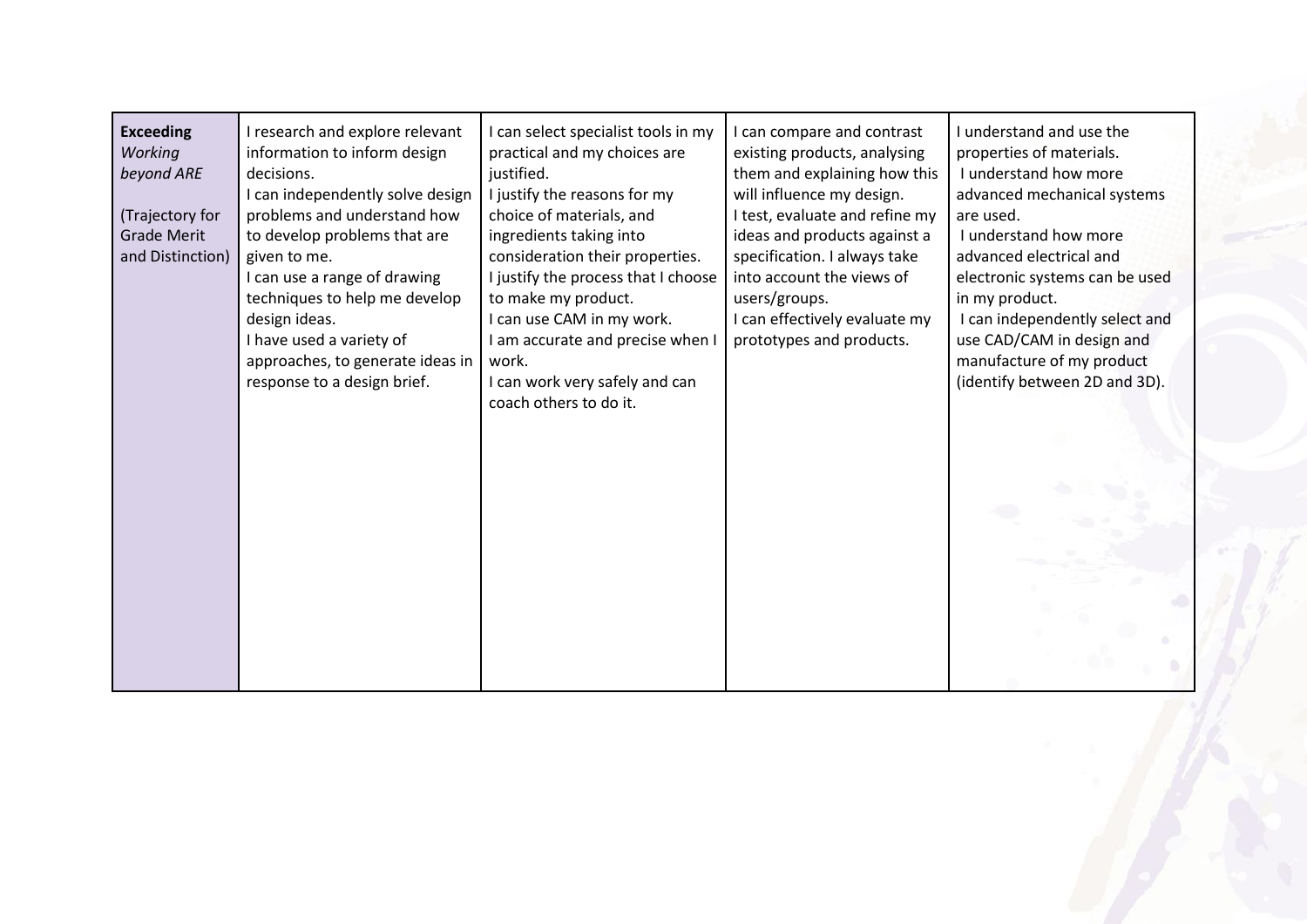| **Exceeding** *Working beyond ARE* (Trajectory for Grade Merit and Distinction) | I research and explore relevant information to inform design decisions. I can independently solve design problems and understand how to develop problems that are given to me. I can use a range of drawing techniques to help me develop design ideas. I have used a variety of approaches, to generate ideas in response to a design brief. | I can select specialist tools in my practical and my choices are justified. I justify the reasons for my choice of materials, and ingredients taking into consideration their properties. I justify the process that I choose to make my product. I can use CAM in my work. I am accurate and precise when I work. I can work very safely and can coach others to do it. | I can compare and contrast existing products, analysing them and explaining how this will influence my design. I test, evaluate and refine my ideas and products against a specification. I always take into account the views of users/groups. I can effectively evaluate my prototypes and products. | I understand and use the properties of materials. I understand how more advanced mechanical systems are used. I understand how more advanced electrical and electronic systems can be used in my product. I can independently select and use CAD/CAM in design and manufacture of my product (identify between 2D and 3D). |
|---|---|---|---|---|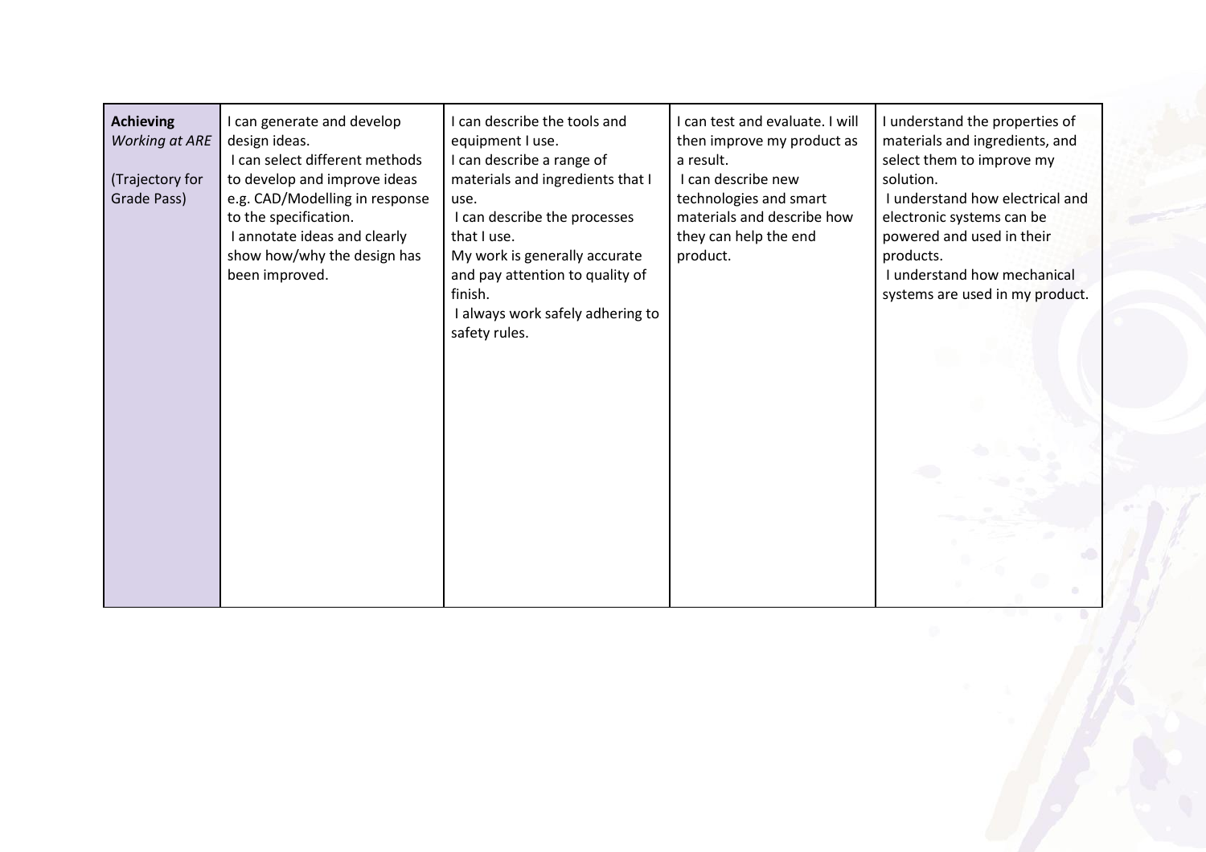| **Achieving** *Working at ARE* (Trajectory for Grade Pass) | I can generate and develop design ideas. I can select different methods to develop and improve ideas e.g. CAD/Modelling in response to the specification. I annotate ideas and clearly show how/why the design has been improved. | I can describe the tools and equipment I use. I can describe a range of materials and ingredients that I use. I can describe the processes that I use. My work is generally accurate and pay attention to quality of finish. I always work safely adhering to safety rules. | I can test and evaluate. I will then improve my product as a result. I can describe new technologies and smart materials and describe how they can help the end product. | I understand the properties of materials and ingredients, and select them to improve my solution. I understand how electrical and electronic systems can be powered and used in their products. I understand how mechanical systems are used in my product. |
|---|---|---|---|---|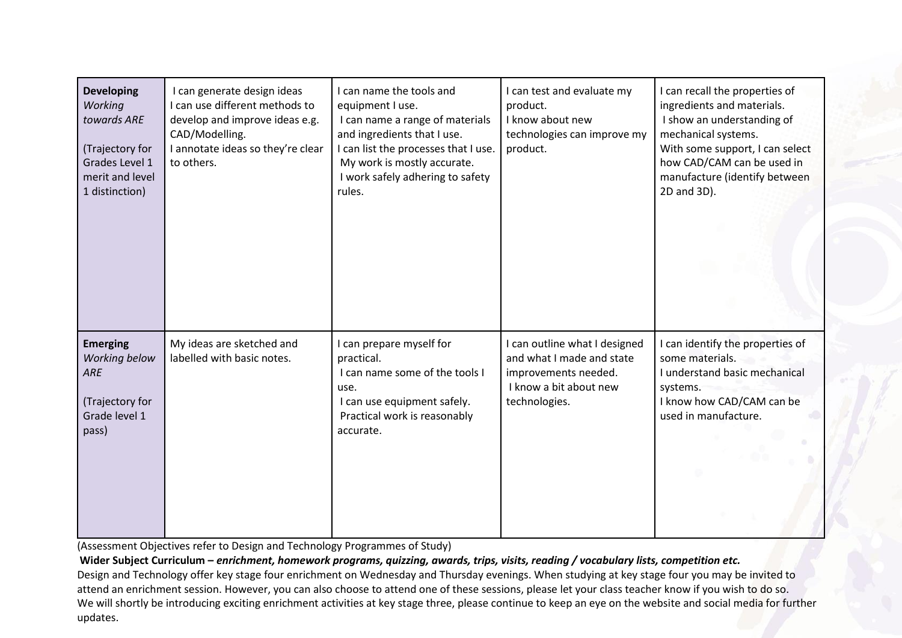| | | | | |
|---|---|---|---|---|
| **Developing** *Working towards ARE* (Trajectory for Grades Level 1 merit and level 1 distinction) | I can generate design ideas I can use different methods to develop and improve ideas e.g. CAD/Modelling. I annotate ideas so they're clear to others. | I can name the tools and equipment I use. I can name a range of materials and ingredients that I use. I can list the processes that I use. My work is mostly accurate. I work safely adhering to safety rules. | I can test and evaluate my product. I know about new technologies can improve my product. | I can recall the properties of ingredients and materials. I show an understanding of mechanical systems. With some support, I can select how CAD/CAM can be used in manufacture (identify between 2D and 3D). |
| **Emerging** *Working below ARE* (Trajectory for Grade level 1 pass) | My ideas are sketched and labelled with basic notes. | I can prepare myself for practical. I can name some of the tools I use. I can use equipment safely. Practical work is reasonably accurate. | I can outline what I designed and what I made and state improvements needed. I know a bit about new technologies. | I can identify the properties of some materials. I understand basic mechanical systems. I know how CAD/CAM can be used in manufacture. |

(Assessment Objectives refer to Design and Technology Programmes of Study)

**Wider Subject Curriculum –** ***enrichment, homework programs, quizzing, awards, trips, visits, reading / vocabulary lists, competition etc.***

Design and Technology offer key stage four enrichment on Wednesday and Thursday evenings. When studying at key stage four you may be invited to attend an enrichment session. However, you can also choose to attend one of these sessions, please let your class teacher know if you wish to do so. We will shortly be introducing exciting enrichment activities at key stage three, please continue to keep an eye on the website and social media for further updates.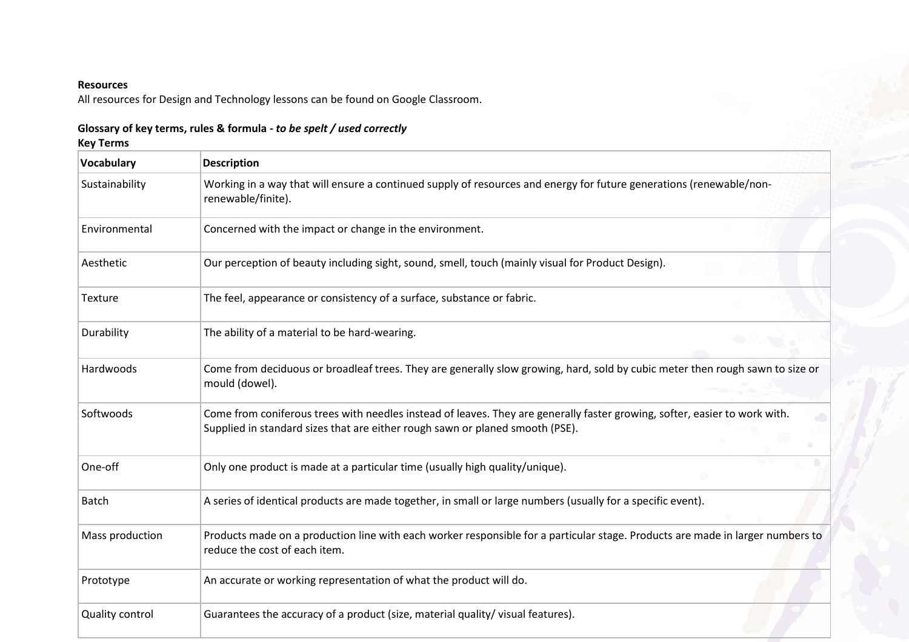**Resources**

All resources for Design and Technology lessons can be found on Google Classroom.

**Glossary of key terms, rules & formula -** ***to be spelt / used correctly***

**Key Terms**

| Vocabulary | Description |
|---|---|
| Sustainability | Working in a way that will ensure a continued supply of resources and energy for future generations (renewable/non-renewable/finite). |
| Environmental | Concerned with the impact or change in the environment. |
| Aesthetic | Our perception of beauty including sight, sound, smell, touch (mainly visual for Product Design). |
| Texture | The feel, appearance or consistency of a surface, substance or fabric. |
| Durability | The ability of a material to be hard-wearing. |
| Hardwoods | Come from deciduous or broadleaf trees. They are generally slow growing, hard, sold by cubic meter then rough sawn to size or mould (dowel). |
| Softwoods | Come from coniferous trees with needles instead of leaves. They are generally faster growing, softer, easier to work with. Supplied in standard sizes that are either rough sawn or planed smooth (PSE). |
| One-off | Only one product is made at a particular time (usually high quality/unique). |
| Batch | A series of identical products are made together, in small or large numbers (usually for a specific event). |
| Mass production | Products made on a production line with each worker responsible for a particular stage. Products are made in larger numbers to reduce the cost of each item. |
| Prototype | An accurate or working representation of what the product will do. |
| Quality control | Guarantees the accuracy of a product (size, material quality/ visual features). |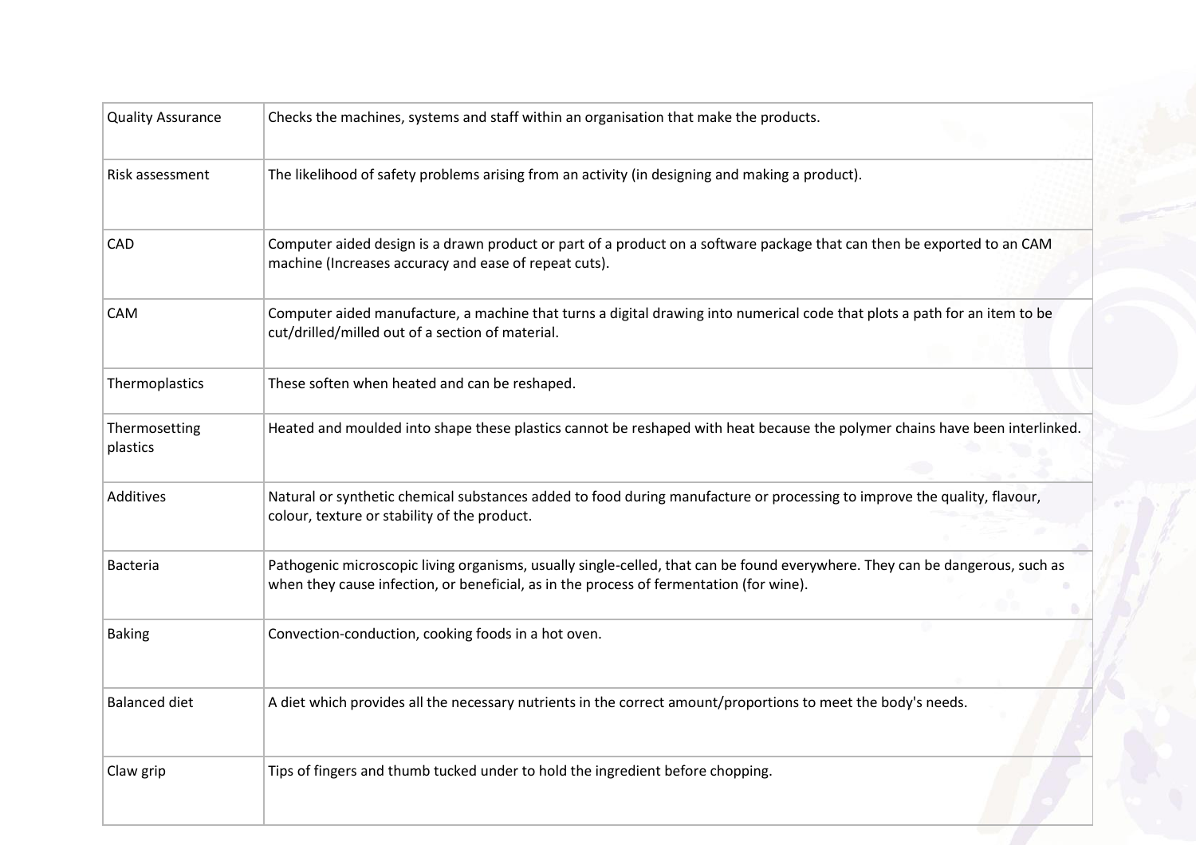| | |
|---|---|
| Quality Assurance | Checks the machines, systems and staff within an organisation that make the products. |
| Risk assessment | The likelihood of safety problems arising from an activity (in designing and making a product). |
| CAD | Computer aided design is a drawn product or part of a product on a software package that can then be exported to an CAM machine (Increases accuracy and ease of repeat cuts). |
| CAM | Computer aided manufacture, a machine that turns a digital drawing into numerical code that plots a path for an item to be cut/drilled/milled out of a section of material. |
| Thermoplastics | These soften when heated and can be reshaped. |
| Thermosetting plastics | Heated and moulded into shape these plastics cannot be reshaped with heat because the polymer chains have been interlinked. |
| Additives | Natural or synthetic chemical substances added to food during manufacture or processing to improve the quality, flavour, colour, texture or stability of the product. |
| Bacteria | Pathogenic microscopic living organisms, usually single-celled, that can be found everywhere. They can be dangerous, such as when they cause infection, or beneficial, as in the process of fermentation (for wine). |
| Baking | Convection-conduction, cooking foods in a hot oven. |
| Balanced diet | A diet which provides all the necessary nutrients in the correct amount/proportions to meet the body's needs. |
| Claw grip | Tips of fingers and thumb tucked under to hold the ingredient before chopping. |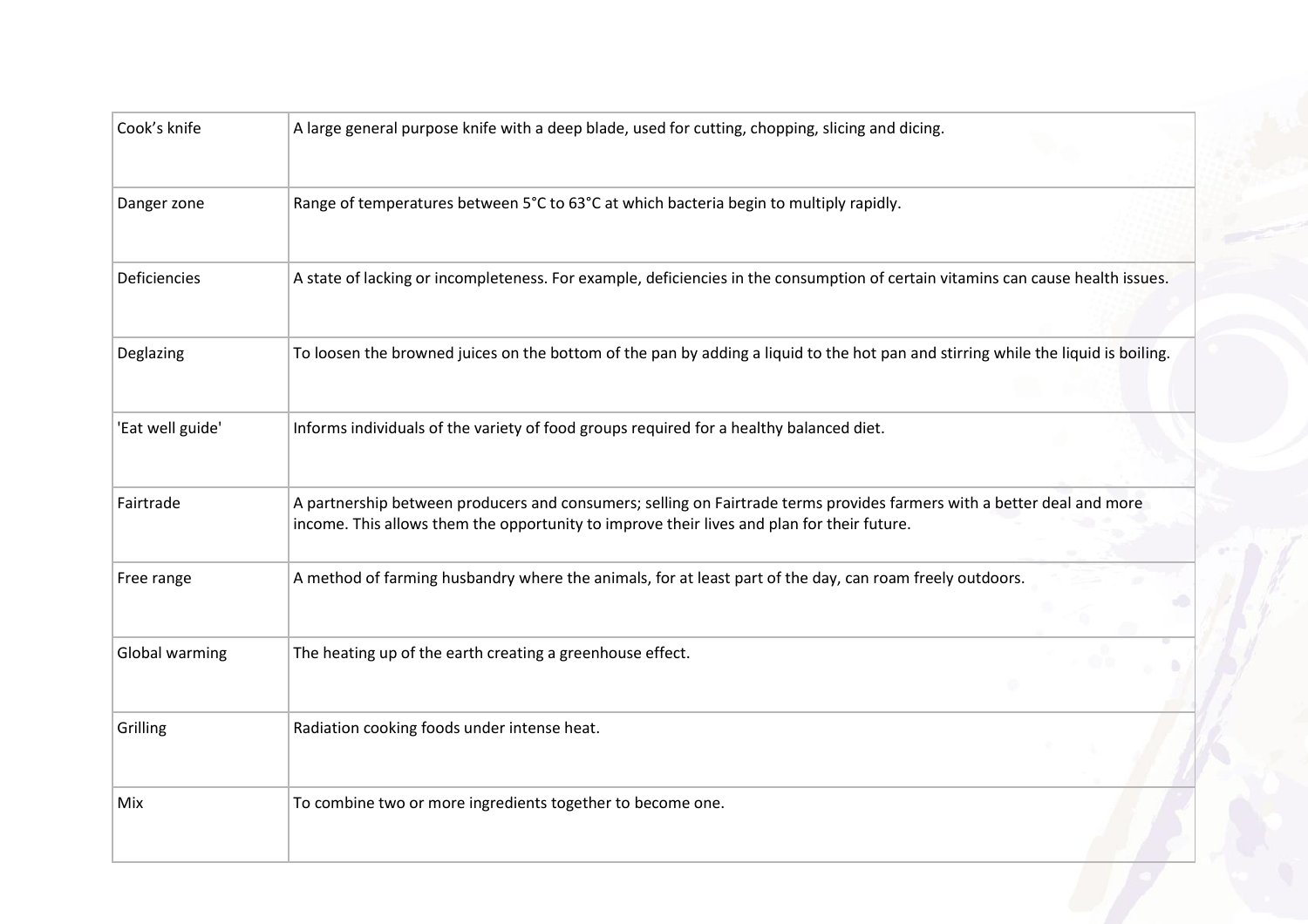| Cook’s knife | A large general purpose knife with a deep blade, used for cutting, chopping, slicing and dicing. |
|---|---|
| Danger zone | Range of temperatures between 5°C to 63°C at which bacteria begin to multiply rapidly. |
| Deficiencies | A state of lacking or incompleteness. For example, deficiencies in the consumption of certain vitamins can cause health issues. |
| Deglazing | To loosen the browned juices on the bottom of the pan by adding a liquid to the hot pan and stirring while the liquid is boiling. |
| 'Eat well guide' | Informs individuals of the variety of food groups required for a healthy balanced diet. |
| Fairtrade | A partnership between producers and consumers; selling on Fairtrade terms provides farmers with a better deal and more income. This allows them the opportunity to improve their lives and plan for their future. |
| Free range | A method of farming husbandry where the animals, for at least part of the day, can roam freely outdoors. |
| Global warming | The heating up of the earth creating a greenhouse effect. |
| Grilling | Radiation cooking foods under intense heat. |
| Mix | To combine two or more ingredients together to become one. |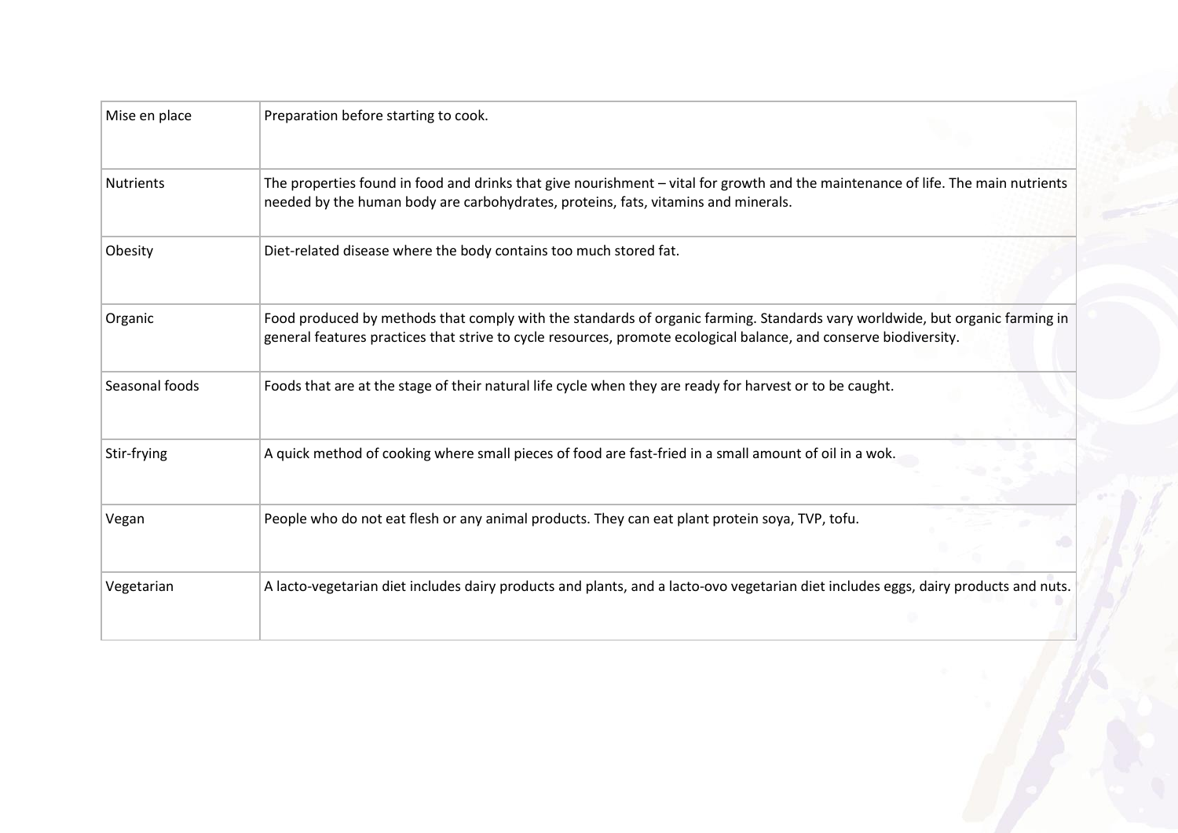| | |
|---|---|
| Mise en place | Preparation before starting to cook. |
| Nutrients | The properties found in food and drinks that give nourishment – vital for growth and the maintenance of life. The main nutrients needed by the human body are carbohydrates, proteins, fats, vitamins and minerals. |
| Obesity | Diet-related disease where the body contains too much stored fat. |
| Organic | Food produced by methods that comply with the standards of organic farming. Standards vary worldwide, but organic farming in general features practices that strive to cycle resources, promote ecological balance, and conserve biodiversity. |
| Seasonal foods | Foods that are at the stage of their natural life cycle when they are ready for harvest or to be caught. |
| Stir-frying | A quick method of cooking where small pieces of food are fast-fried in a small amount of oil in a wok. |
| Vegan | People who do not eat flesh or any animal products. They can eat plant protein soya, TVP, tofu. |
| Vegetarian | A lacto-vegetarian diet includes dairy products and plants, and a lacto-ovo vegetarian diet includes eggs, dairy products and nuts. |